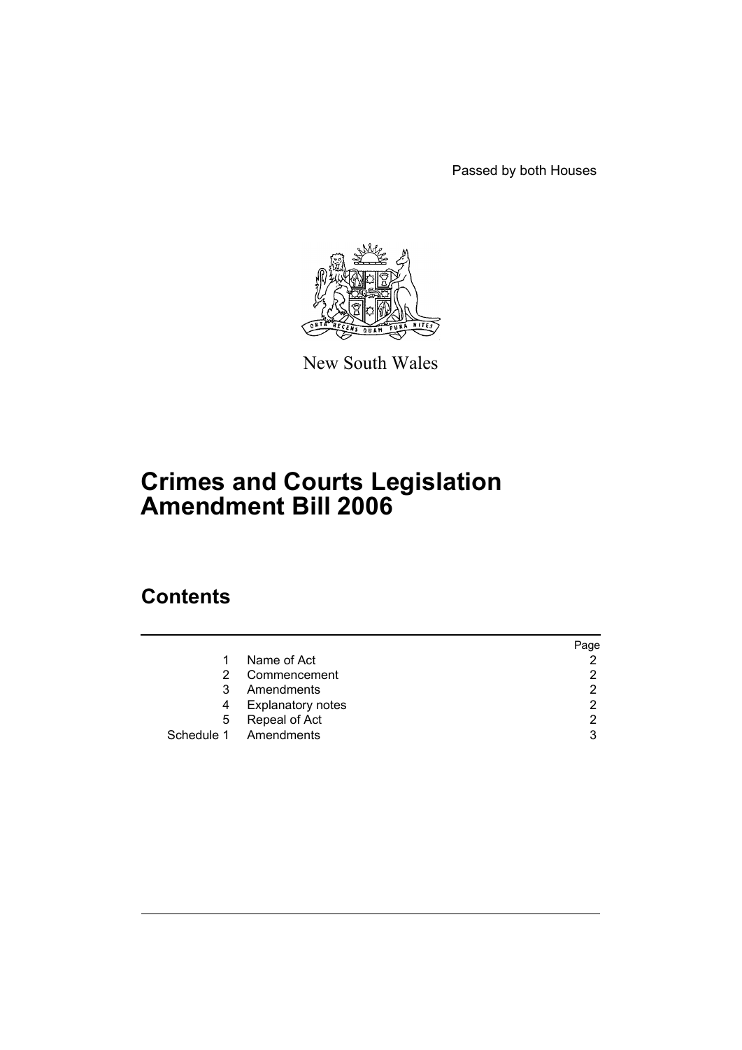Passed by both Houses

New South Wales

# Crimes and Courts Legislation Amendment Bill 2006

## Contents

| | | Page |
|---|---|---|
| 1 | Name of Act | 2 |
| 2 | Commencement | 2 |
| 3 | Amendments | 2 |
| 4 | Explanatory notes | 2 |
| 5 | Repeal of Act | 2 |
| Schedule 1 | Amendments | 3 |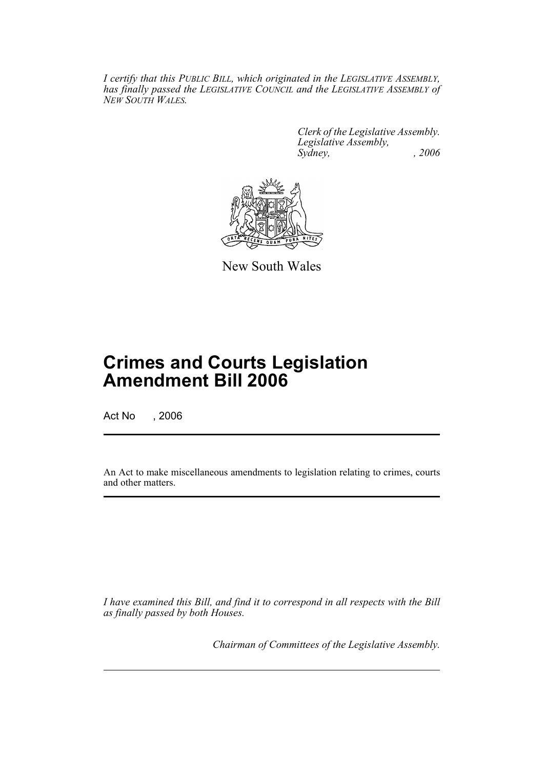*I certify that this PUBLIC BILL, which originated in the LEGISLATIVE ASSEMBLY, has finally passed the LEGISLATIVE COUNCIL and the LEGISLATIVE ASSEMBLY of NEW SOUTH WALES.*

*Clerk of the Legislative Assembly.*
*Legislative Assembly,*
*Sydney, , 2006*

New South Wales

# Crimes and Courts Legislation Amendment Bill 2006

Act No , 2006

An Act to make miscellaneous amendments to legislation relating to crimes, courts and other matters.

*I have examined this Bill, and find it to correspond in all respects with the Bill as finally passed by both Houses.*

*Chairman of Committees of the Legislative Assembly.*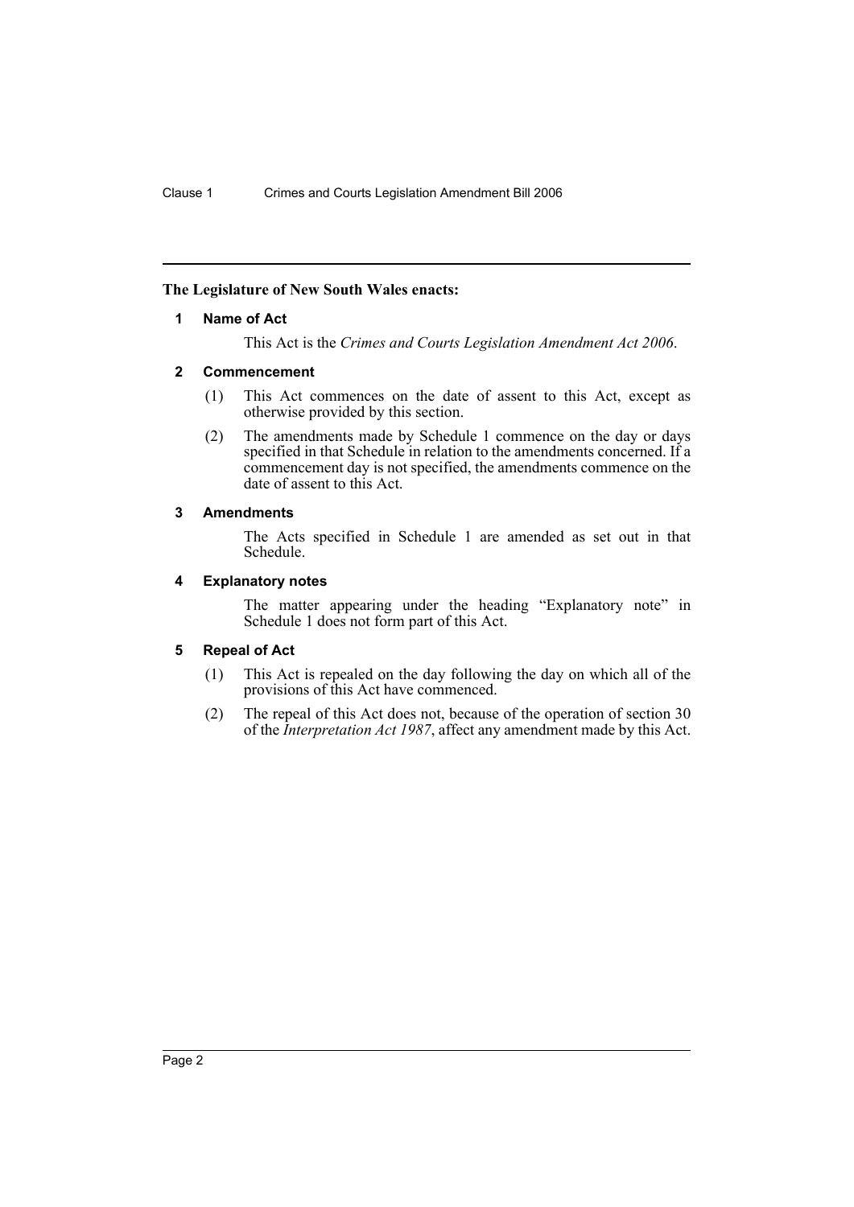**The Legislature of New South Wales enacts:**

**1 Name of Act**

This Act is the *Crimes and Courts Legislation Amendment Act 2006*.

**2 Commencement**

(1) This Act commences on the date of assent to this Act, except as otherwise provided by this section.

(2) The amendments made by Schedule 1 commence on the day or days specified in that Schedule in relation to the amendments concerned. If a commencement day is not specified, the amendments commence on the date of assent to this Act.

**3 Amendments**

The Acts specified in Schedule 1 are amended as set out in that Schedule.

**4 Explanatory notes**

The matter appearing under the heading "Explanatory note" in Schedule 1 does not form part of this Act.

**5 Repeal of Act**

(1) This Act is repealed on the day following the day on which all of the provisions of this Act have commenced.

(2) The repeal of this Act does not, because of the operation of section 30 of the *Interpretation Act 1987*, affect any amendment made by this Act.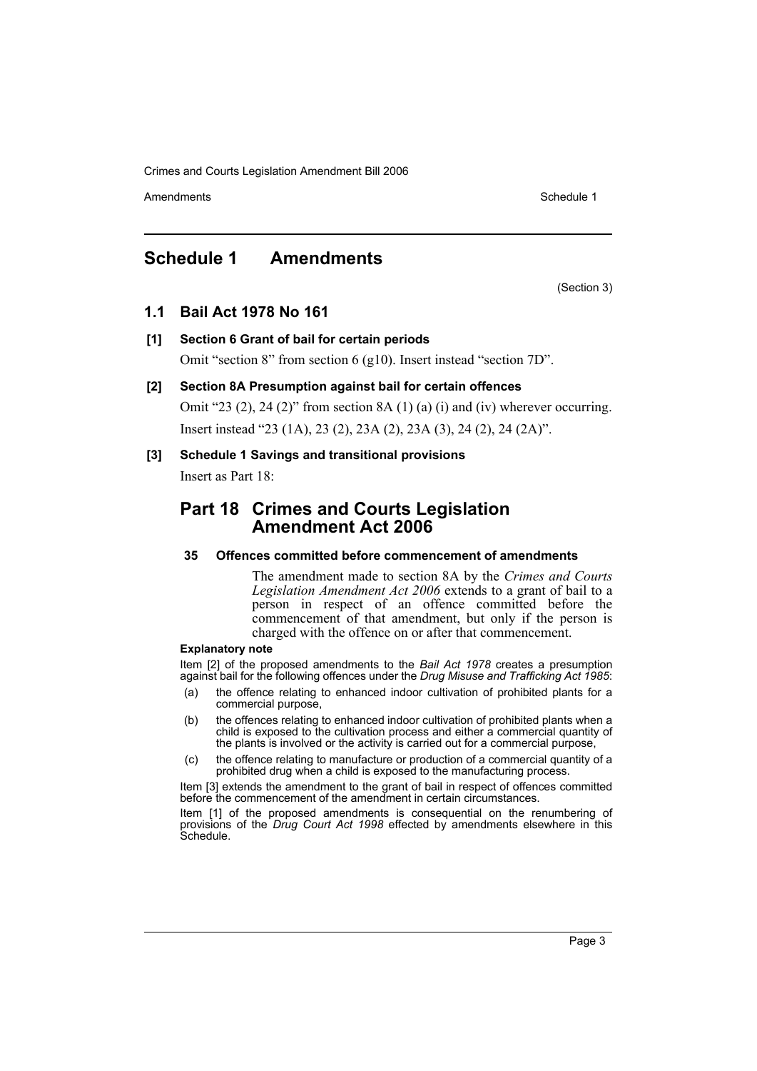## Schedule 1 Amendments

(Section 3)

### 1.1 Bail Act 1978 No 161

**[1] Section 6 Grant of bail for certain periods**

Omit "section 8" from section 6 (g10). Insert instead "section 7D".

**[2] Section 8A Presumption against bail for certain offences**

Omit "23 (2), 24 (2)" from section 8A (1) (a) (i) and (iv) wherever occurring. Insert instead "23 (1A), 23 (2), 23A (2), 23A (3), 24 (2), 24 (2A)".

**[3] Schedule 1 Savings and transitional provisions**

Insert as Part 18:

## Part 18 Crimes and Courts Legislation Amendment Act 2006

**35 Offences committed before commencement of amendments**

The amendment made to section 8A by the *Crimes and Courts Legislation Amendment Act 2006* extends to a grant of bail to a person in respect of an offence committed before the commencement of that amendment, but only if the person is charged with the offence on or after that commencement.

**Explanatory note**

Item [2] of the proposed amendments to the *Bail Act 1978* creates a presumption against bail for the following offences under the *Drug Misuse and Trafficking Act 1985*:

(a) the offence relating to enhanced indoor cultivation of prohibited plants for a commercial purpose,

(b) the offences relating to enhanced indoor cultivation of prohibited plants when a child is exposed to the cultivation process and either a commercial quantity of the plants is involved or the activity is carried out for a commercial purpose,

(c) the offence relating to manufacture or production of a commercial quantity of a prohibited drug when a child is exposed to the manufacturing process.

Item [3] extends the amendment to the grant of bail in respect of offences committed before the commencement of the amendment in certain circumstances.

Item [1] of the proposed amendments is consequential on the renumbering of provisions of the *Drug Court Act 1998* effected by amendments elsewhere in this Schedule.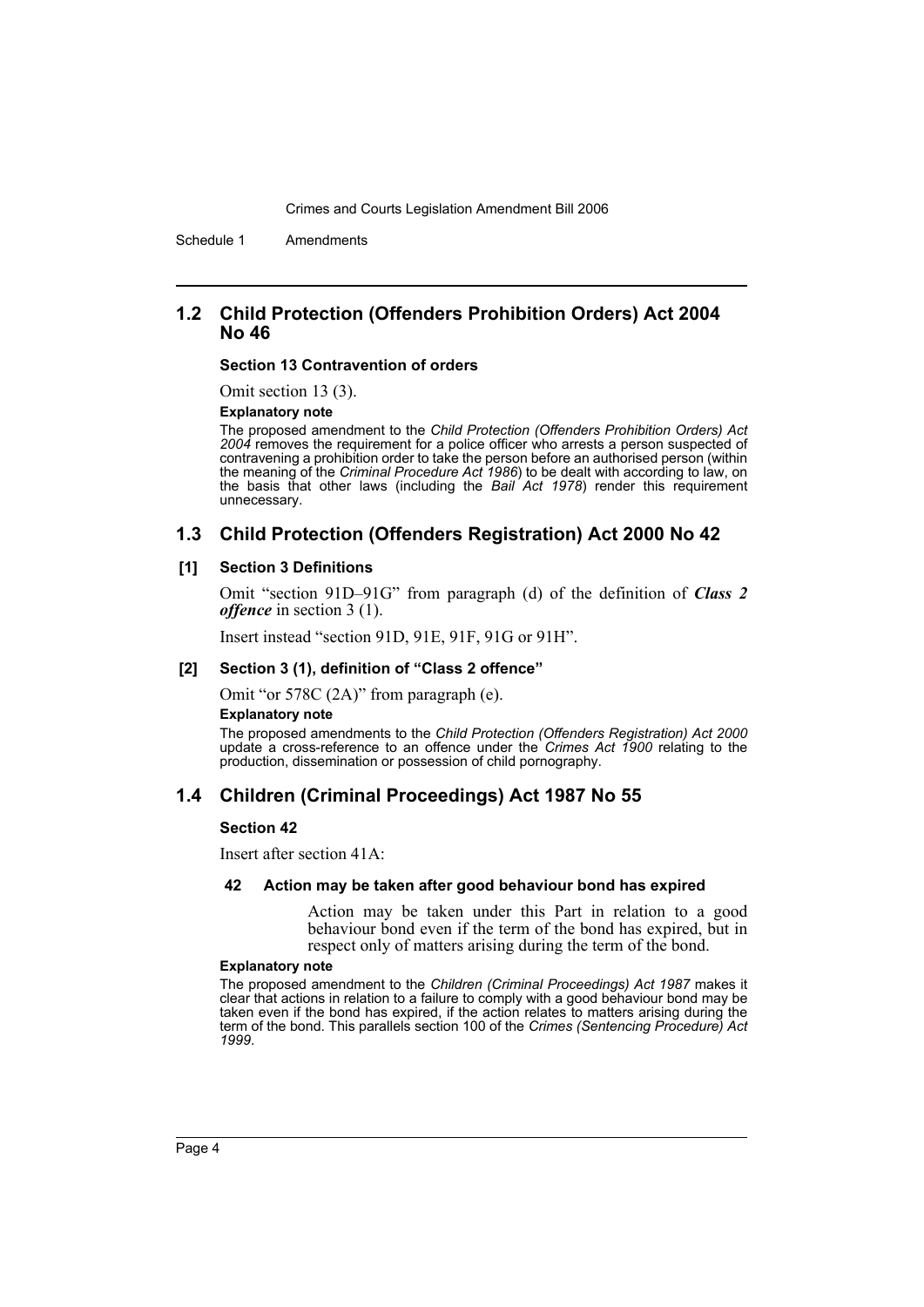## 1.2 Child Protection (Offenders Prohibition Orders) Act 2004 No 46

**Section 13 Contravention of orders**

Omit section 13 (3).

**Explanatory note**

The proposed amendment to the *Child Protection (Offenders Prohibition Orders) Act 2004* removes the requirement for a police officer who arrests a person suspected of contravening a prohibition order to take the person before an authorised person (within the meaning of the *Criminal Procedure Act 1986*) to be dealt with according to law, on the basis that other laws (including the *Bail Act 1978*) render this requirement unnecessary.

## 1.3 Child Protection (Offenders Registration) Act 2000 No 42

**[1] Section 3 Definitions**

Omit "section 91D–91G" from paragraph (d) of the definition of ***Class 2 offence*** in section 3 (1).

Insert instead "section 91D, 91E, 91F, 91G or 91H".

**[2] Section 3 (1), definition of "Class 2 offence"**

Omit "or 578C (2A)" from paragraph (e).

**Explanatory note**

The proposed amendments to the *Child Protection (Offenders Registration) Act 2000* update a cross-reference to an offence under the *Crimes Act 1900* relating to the production, dissemination or possession of child pornography.

## 1.4 Children (Criminal Proceedings) Act 1987 No 55

**Section 42**

Insert after section 41A:

**42 Action may be taken after good behaviour bond has expired**

Action may be taken under this Part in relation to a good behaviour bond even if the term of the bond has expired, but in respect only of matters arising during the term of the bond.

**Explanatory note**

The proposed amendment to the *Children (Criminal Proceedings) Act 1987* makes it clear that actions in relation to a failure to comply with a good behaviour bond may be taken even if the bond has expired, if the action relates to matters arising during the term of the bond. This parallels section 100 of the *Crimes (Sentencing Procedure) Act 1999*.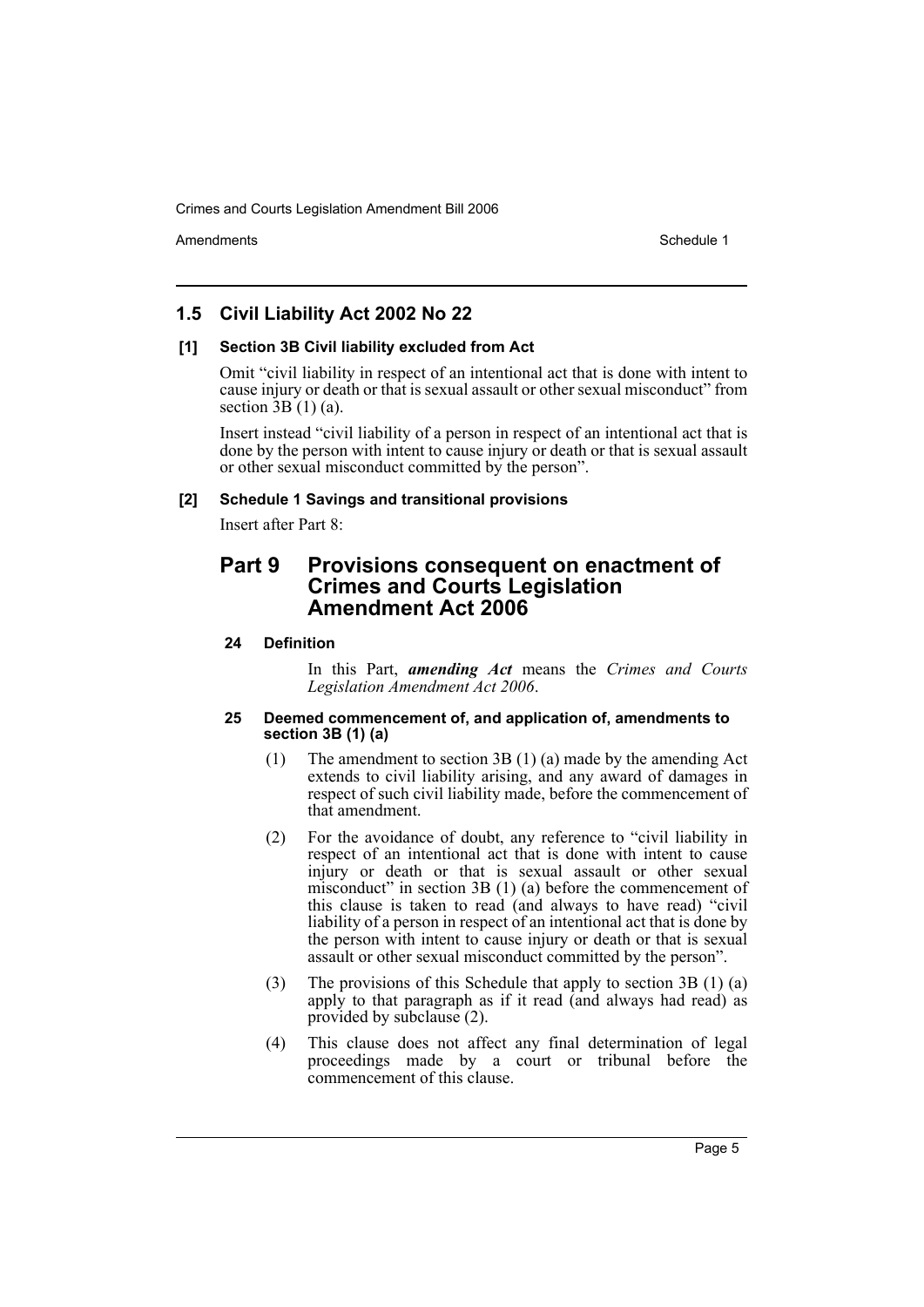## 1.5 Civil Liability Act 2002 No 22

### [1] Section 3B Civil liability excluded from Act

Omit "civil liability in respect of an intentional act that is done with intent to cause injury or death or that is sexual assault or other sexual misconduct" from section 3B (1) (a).

Insert instead "civil liability of a person in respect of an intentional act that is done by the person with intent to cause injury or death or that is sexual assault or other sexual misconduct committed by the person".

### [2] Schedule 1 Savings and transitional provisions

Insert after Part 8:

# Part 9 Provisions consequent on enactment of Crimes and Courts Legislation Amendment Act 2006

#### 24 Definition

In this Part, ***amending Act*** means the *Crimes and Courts Legislation Amendment Act 2006*.

#### 25 Deemed commencement of, and application of, amendments to section 3B (1) (a)

(1) The amendment to section 3B (1) (a) made by the amending Act extends to civil liability arising, and any award of damages in respect of such civil liability made, before the commencement of that amendment.

(2) For the avoidance of doubt, any reference to "civil liability in respect of an intentional act that is done with intent to cause injury or death or that is sexual assault or other sexual misconduct" in section 3B (1) (a) before the commencement of this clause is taken to read (and always to have read) "civil liability of a person in respect of an intentional act that is done by the person with intent to cause injury or death or that is sexual assault or other sexual misconduct committed by the person".

(3) The provisions of this Schedule that apply to section 3B (1) (a) apply to that paragraph as if it read (and always had read) as provided by subclause (2).

(4) This clause does not affect any final determination of legal proceedings made by a court or tribunal before the commencement of this clause.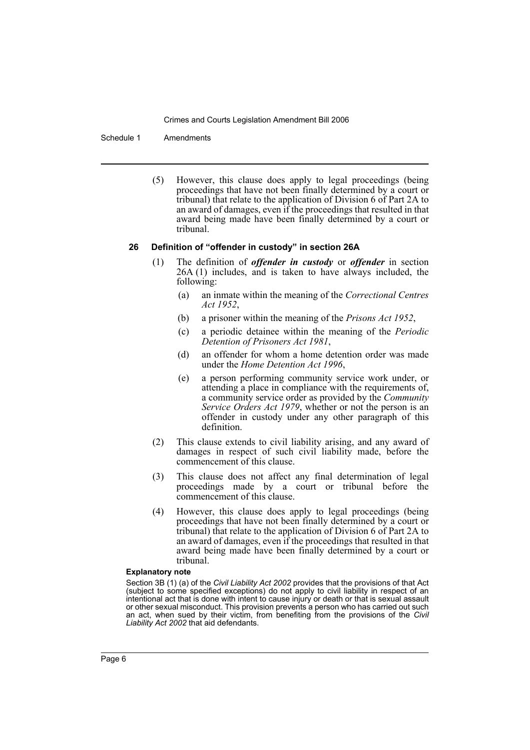(5) However, this clause does apply to legal proceedings (being proceedings that have not been finally determined by a court or tribunal) that relate to the application of Division 6 of Part 2A to an award of damages, even if the proceedings that resulted in that award being made have been finally determined by a court or tribunal.

### 26 Definition of "offender in custody" in section 26A

(1) The definition of ***offender in custody*** or ***offender*** in section 26A (1) includes, and is taken to have always included, the following:

- (a) an inmate within the meaning of the *Correctional Centres Act 1952*,
- (b) a prisoner within the meaning of the *Prisons Act 1952*,
- (c) a periodic detainee within the meaning of the *Periodic Detention of Prisoners Act 1981*,
- (d) an offender for whom a home detention order was made under the *Home Detention Act 1996*,
- (e) a person performing community service work under, or attending a place in compliance with the requirements of, a community service order as provided by the *Community Service Orders Act 1979*, whether or not the person is an offender in custody under any other paragraph of this definition.

(2) This clause extends to civil liability arising, and any award of damages in respect of such civil liability made, before the commencement of this clause.

(3) This clause does not affect any final determination of legal proceedings made by a court or tribunal before the commencement of this clause.

(4) However, this clause does apply to legal proceedings (being proceedings that have not been finally determined by a court or tribunal) that relate to the application of Division 6 of Part 2A to an award of damages, even if the proceedings that resulted in that award being made have been finally determined by a court or tribunal.

#### Explanatory note

Section 3B (1) (a) of the *Civil Liability Act 2002* provides that the provisions of that Act (subject to some specified exceptions) do not apply to civil liability in respect of an intentional act that is done with intent to cause injury or death or that is sexual assault or other sexual misconduct. This provision prevents a person who has carried out such an act, when sued by their victim, from benefiting from the provisions of the *Civil Liability Act 2002* that aid defendants.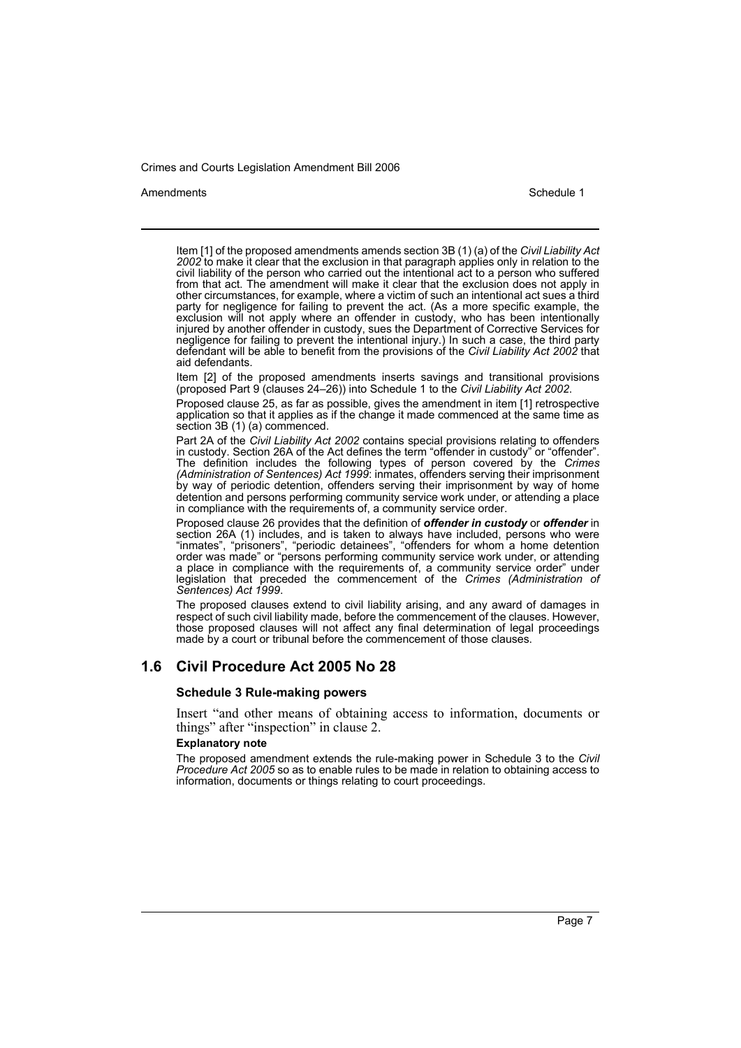Item [1] of the proposed amendments amends section 3B (1) (a) of the *Civil Liability Act 2002* to make it clear that the exclusion in that paragraph applies only in relation to the civil liability of the person who carried out the intentional act to a person who suffered from that act. The amendment will make it clear that the exclusion does not apply in other circumstances, for example, where a victim of such an intentional act sues a third party for negligence for failing to prevent the act. (As a more specific example, the exclusion will not apply where an offender in custody, who has been intentionally injured by another offender in custody, sues the Department of Corrective Services for negligence for failing to prevent the intentional injury.) In such a case, the third party defendant will be able to benefit from the provisions of the *Civil Liability Act 2002* that aid defendants.

Item [2] of the proposed amendments inserts savings and transitional provisions (proposed Part 9 (clauses 24–26)) into Schedule 1 to the *Civil Liability Act 2002*.

Proposed clause 25, as far as possible, gives the amendment in item [1] retrospective application so that it applies as if the change it made commenced at the same time as section 3B (1) (a) commenced.

Part 2A of the *Civil Liability Act 2002* contains special provisions relating to offenders in custody. Section 26A of the Act defines the term "offender in custody" or "offender". The definition includes the following types of person covered by the *Crimes (Administration of Sentences) Act 1999*: inmates, offenders serving their imprisonment by way of periodic detention, offenders serving their imprisonment by way of home detention and persons performing community service work under, or attending a place in compliance with the requirements of, a community service order.

Proposed clause 26 provides that the definition of ***offender in custody*** or ***offender*** in section 26A (1) includes, and is taken to always have included, persons who were "inmates", "prisoners", "periodic detainees", "offenders for whom a home detention order was made" or "persons performing community service work under, or attending a place in compliance with the requirements of, a community service order" under legislation that preceded the commencement of the *Crimes (Administration of Sentences) Act 1999*.

The proposed clauses extend to civil liability arising, and any award of damages in respect of such civil liability made, before the commencement of the clauses. However, those proposed clauses will not affect any final determination of legal proceedings made by a court or tribunal before the commencement of those clauses.

## 1.6 Civil Procedure Act 2005 No 28

### Schedule 3 Rule-making powers

Insert "and other means of obtaining access to information, documents or things" after "inspection" in clause 2.

**Explanatory note**

The proposed amendment extends the rule-making power in Schedule 3 to the *Civil Procedure Act 2005* so as to enable rules to be made in relation to obtaining access to information, documents or things relating to court proceedings.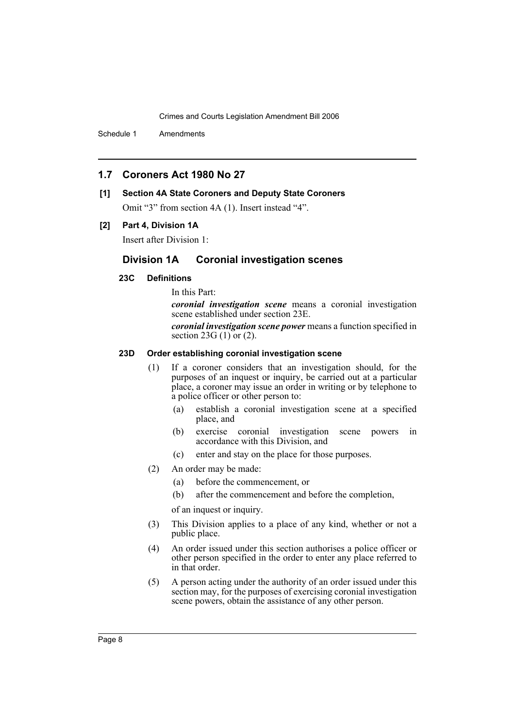## 1.7 Coroners Act 1980 No 27

### [1] Section 4A State Coroners and Deputy State Coroners

Omit "3" from section 4A (1). Insert instead "4".

### [2] Part 4, Division 1A

Insert after Division 1:

## Division 1A Coronial investigation scenes

### 23C Definitions

In this Part:

***coronial investigation scene*** means a coronial investigation scene established under section 23E.

***coronial investigation scene power*** means a function specified in section 23G (1) or (2).

### 23D Order establishing coronial investigation scene

(1) If a coroner considers that an investigation should, for the purposes of an inquest or inquiry, be carried out at a particular place, a coroner may issue an order in writing or by telephone to a police officer or other person to:

- (a) establish a coronial investigation scene at a specified place, and
- (b) exercise coronial investigation scene powers in accordance with this Division, and
- (c) enter and stay on the place for those purposes.

(2) An order may be made:

- (a) before the commencement, or
- (b) after the commencement and before the completion,

of an inquest or inquiry.

(3) This Division applies to a place of any kind, whether or not a public place.

(4) An order issued under this section authorises a police officer or other person specified in the order to enter any place referred to in that order.

(5) A person acting under the authority of an order issued under this section may, for the purposes of exercising coronial investigation scene powers, obtain the assistance of any other person.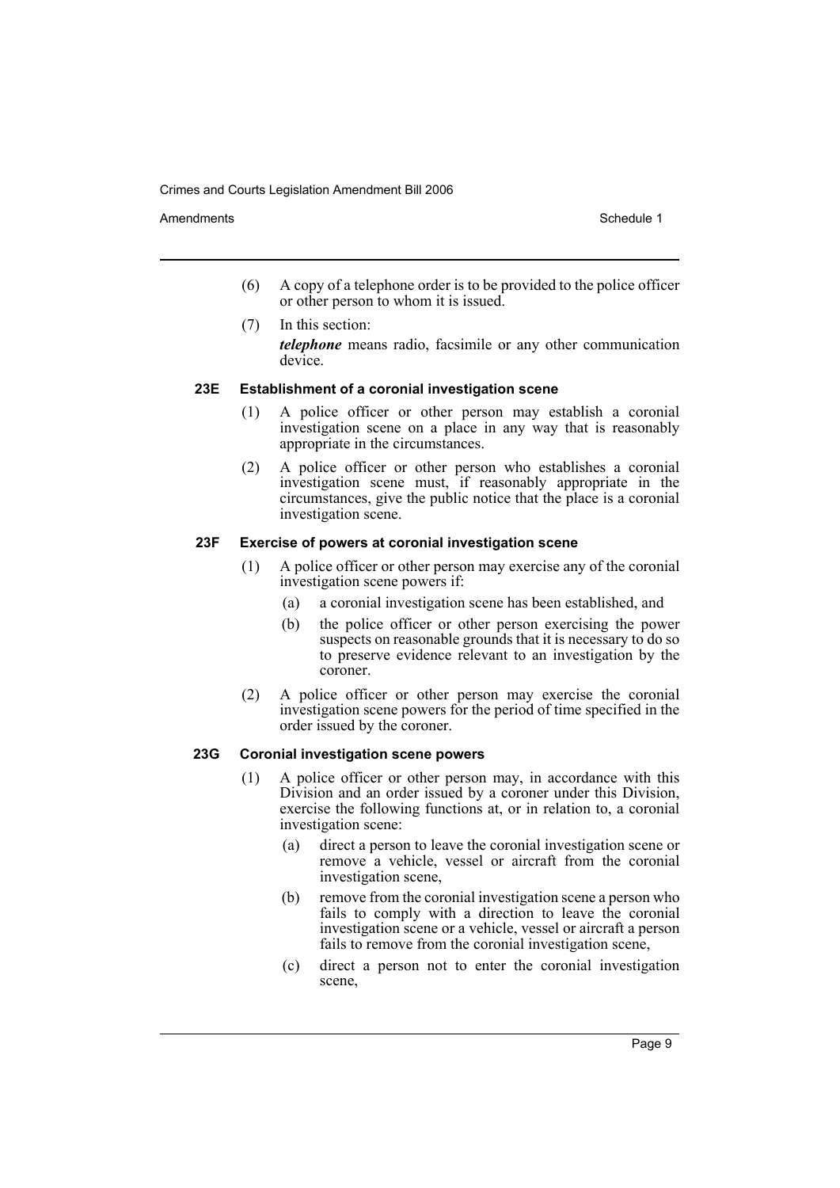(6) A copy of a telephone order is to be provided to the police officer or other person to whom it is issued.

(7) In this section:

***telephone*** means radio, facsimile or any other communication device.

#### 23E Establishment of a coronial investigation scene

(1) A police officer or other person may establish a coronial investigation scene on a place in any way that is reasonably appropriate in the circumstances.

(2) A police officer or other person who establishes a coronial investigation scene must, if reasonably appropriate in the circumstances, give the public notice that the place is a coronial investigation scene.

#### 23F Exercise of powers at coronial investigation scene

(1) A police officer or other person may exercise any of the coronial investigation scene powers if:

- (a) a coronial investigation scene has been established, and
- (b) the police officer or other person exercising the power suspects on reasonable grounds that it is necessary to do so to preserve evidence relevant to an investigation by the coroner.

(2) A police officer or other person may exercise the coronial investigation scene powers for the period of time specified in the order issued by the coroner.

#### 23G Coronial investigation scene powers

(1) A police officer or other person may, in accordance with this Division and an order issued by a coroner under this Division, exercise the following functions at, or in relation to, a coronial investigation scene:

- (a) direct a person to leave the coronial investigation scene or remove a vehicle, vessel or aircraft from the coronial investigation scene,
- (b) remove from the coronial investigation scene a person who fails to comply with a direction to leave the coronial investigation scene or a vehicle, vessel or aircraft a person fails to remove from the coronial investigation scene,
- (c) direct a person not to enter the coronial investigation scene,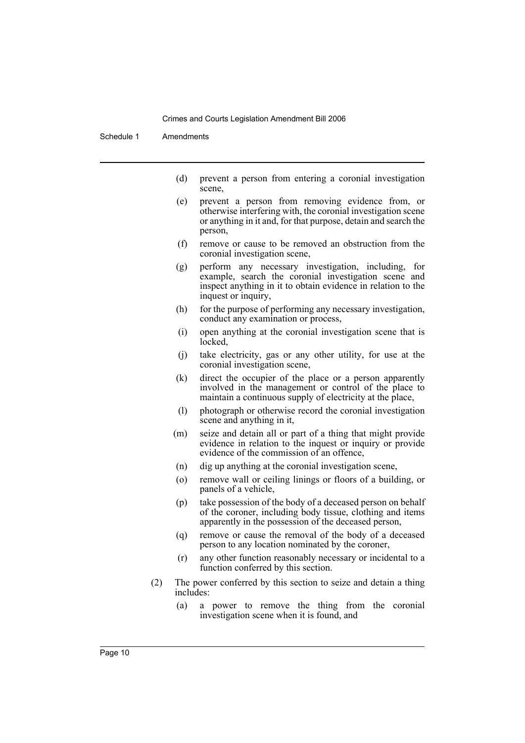(d) prevent a person from entering a coronial investigation scene,

(e) prevent a person from removing evidence from, or otherwise interfering with, the coronial investigation scene or anything in it and, for that purpose, detain and search the person,

(f) remove or cause to be removed an obstruction from the coronial investigation scene,

(g) perform any necessary investigation, including, for example, search the coronial investigation scene and inspect anything in it to obtain evidence in relation to the inquest or inquiry,

(h) for the purpose of performing any necessary investigation, conduct any examination or process,

(i) open anything at the coronial investigation scene that is locked,

(j) take electricity, gas or any other utility, for use at the coronial investigation scene,

(k) direct the occupier of the place or a person apparently involved in the management or control of the place to maintain a continuous supply of electricity at the place,

(l) photograph or otherwise record the coronial investigation scene and anything in it,

(m) seize and detain all or part of a thing that might provide evidence in relation to the inquest or inquiry or provide evidence of the commission of an offence,

(n) dig up anything at the coronial investigation scene,

(o) remove wall or ceiling linings or floors of a building, or panels of a vehicle,

(p) take possession of the body of a deceased person on behalf of the coroner, including body tissue, clothing and items apparently in the possession of the deceased person,

(q) remove or cause the removal of the body of a deceased person to any location nominated by the coroner,

(r) any other function reasonably necessary or incidental to a function conferred by this section.

(2) The power conferred by this section to seize and detain a thing includes:

(a) a power to remove the thing from the coronial investigation scene when it is found, and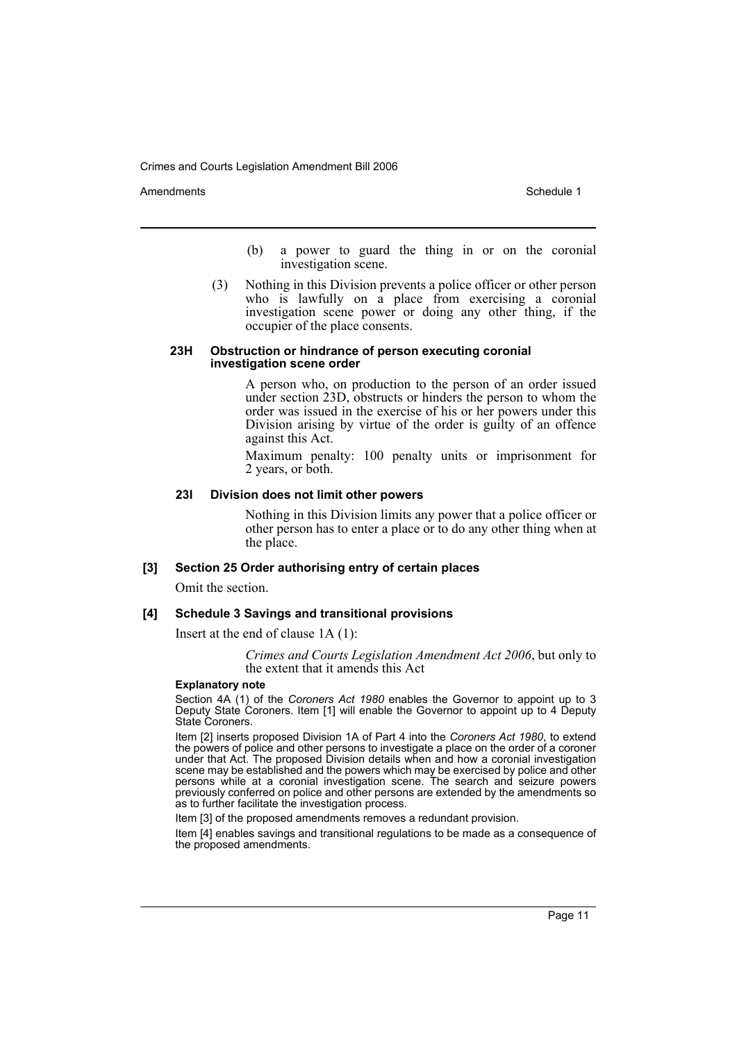(b) a power to guard the thing in or on the coronial investigation scene.

(3) Nothing in this Division prevents a police officer or other person who is lawfully on a place from exercising a coronial investigation scene power or doing any other thing, if the occupier of the place consents.

#### 23H Obstruction or hindrance of person executing coronial investigation scene order

A person who, on production to the person of an order issued under section 23D, obstructs or hinders the person to whom the order was issued in the exercise of his or her powers under this Division arising by virtue of the order is guilty of an offence against this Act.

Maximum penalty: 100 penalty units or imprisonment for 2 years, or both.

#### 23I Division does not limit other powers

Nothing in this Division limits any power that a police officer or other person has to enter a place or to do any other thing when at the place.

### [3] Section 25 Order authorising entry of certain places

Omit the section.

### [4] Schedule 3 Savings and transitional provisions

Insert at the end of clause 1A (1):

*Crimes and Courts Legislation Amendment Act 2006*, but only to the extent that it amends this Act

**Explanatory note**

Section 4A (1) of the *Coroners Act 1980* enables the Governor to appoint up to 3 Deputy State Coroners. Item [1] will enable the Governor to appoint up to 4 Deputy State Coroners.

Item [2] inserts proposed Division 1A of Part 4 into the *Coroners Act 1980*, to extend the powers of police and other persons to investigate a place on the order of a coroner under that Act. The proposed Division details when and how a coronial investigation scene may be established and the powers which may be exercised by police and other persons while at a coronial investigation scene. The search and seizure powers previously conferred on police and other persons are extended by the amendments so as to further facilitate the investigation process.

Item [3] of the proposed amendments removes a redundant provision.

Item [4] enables savings and transitional regulations to be made as a consequence of the proposed amendments.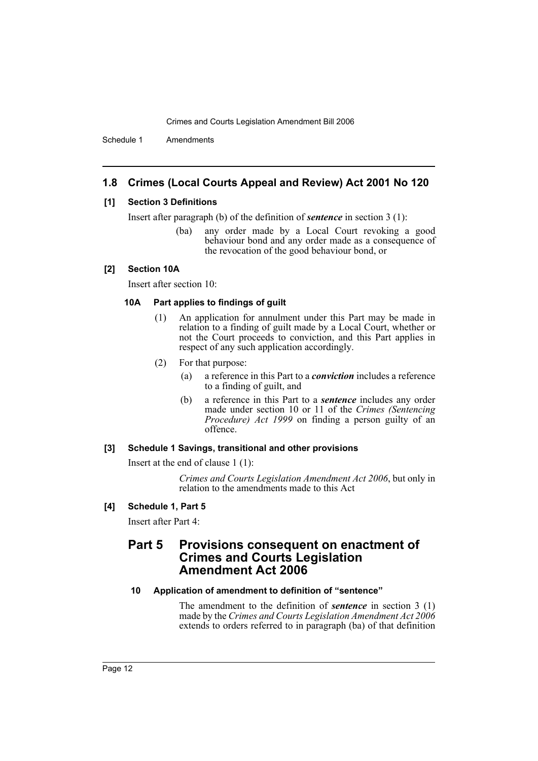## 1.8 Crimes (Local Courts Appeal and Review) Act 2001 No 120

### [1] Section 3 Definitions

Insert after paragraph (b) of the definition of ***sentence*** in section 3 (1):

> (ba) any order made by a Local Court revoking a good behaviour bond and any order made as a consequence of the revocation of the good behaviour bond, or

### [2] Section 10A

Insert after section 10:

#### 10A Part applies to findings of guilt

(1) An application for annulment under this Part may be made in relation to a finding of guilt made by a Local Court, whether or not the Court proceeds to conviction, and this Part applies in respect of any such application accordingly.

(2) For that purpose:

- (a) a reference in this Part to a ***conviction*** includes a reference to a finding of guilt, and
- (b) a reference in this Part to a ***sentence*** includes any order made under section 10 or 11 of the *Crimes (Sentencing Procedure) Act 1999* on finding a person guilty of an offence.

### [3] Schedule 1 Savings, transitional and other provisions

Insert at the end of clause 1 (1):

> *Crimes and Courts Legislation Amendment Act 2006*, but only in relation to the amendments made to this Act

### [4] Schedule 1, Part 5

Insert after Part 4:

## Part 5 Provisions consequent on enactment of Crimes and Courts Legislation Amendment Act 2006

#### 10 Application of amendment to definition of "sentence"

The amendment to the definition of ***sentence*** in section 3 (1) made by the *Crimes and Courts Legislation Amendment Act 2006* extends to orders referred to in paragraph (ba) of that definition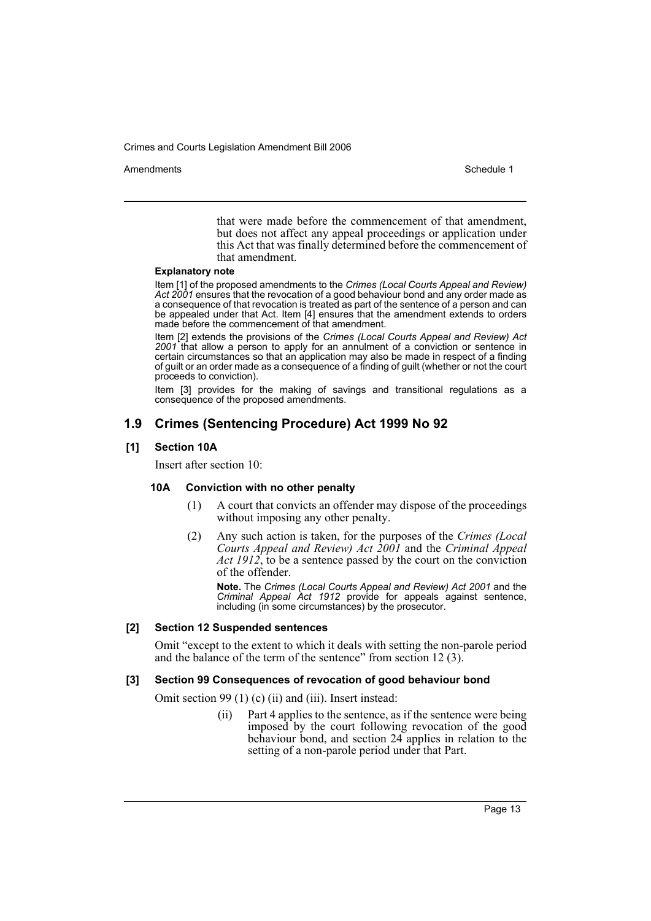that were made before the commencement of that amendment, but does not affect any appeal proceedings or application under this Act that was finally determined before the commencement of that amendment.

**Explanatory note**

Item [1] of the proposed amendments to the *Crimes (Local Courts Appeal and Review) Act 2001* ensures that the revocation of a good behaviour bond and any order made as a consequence of that revocation is treated as part of the sentence of a person and can be appealed under that Act. Item [4] ensures that the amendment extends to orders made before the commencement of that amendment.

Item [2] extends the provisions of the *Crimes (Local Courts Appeal and Review) Act 2001* that allow a person to apply for an annulment of a conviction or sentence in certain circumstances so that an application may also be made in respect of a finding of guilt or an order made as a consequence of a finding of guilt (whether or not the court proceeds to conviction).

Item [3] provides for the making of savings and transitional regulations as a consequence of the proposed amendments.

## 1.9 Crimes (Sentencing Procedure) Act 1999 No 92

### [1] Section 10A

Insert after section 10:

#### 10A Conviction with no other penalty

(1) A court that convicts an offender may dispose of the proceedings without imposing any other penalty.

(2) Any such action is taken, for the purposes of the *Crimes (Local Courts Appeal and Review) Act 2001* and the *Criminal Appeal Act 1912*, to be a sentence passed by the court on the conviction of the offender.

**Note.** The *Crimes (Local Courts Appeal and Review) Act 2001* and the *Criminal Appeal Act 1912* provide for appeals against sentence, including (in some circumstances) by the prosecutor.

### [2] Section 12 Suspended sentences

Omit "except to the extent to which it deals with setting the non-parole period and the balance of the term of the sentence" from section 12 (3).

### [3] Section 99 Consequences of revocation of good behaviour bond

Omit section 99 (1) (c) (ii) and (iii). Insert instead:

(ii) Part 4 applies to the sentence, as if the sentence were being imposed by the court following revocation of the good behaviour bond, and section 24 applies in relation to the setting of a non-parole period under that Part.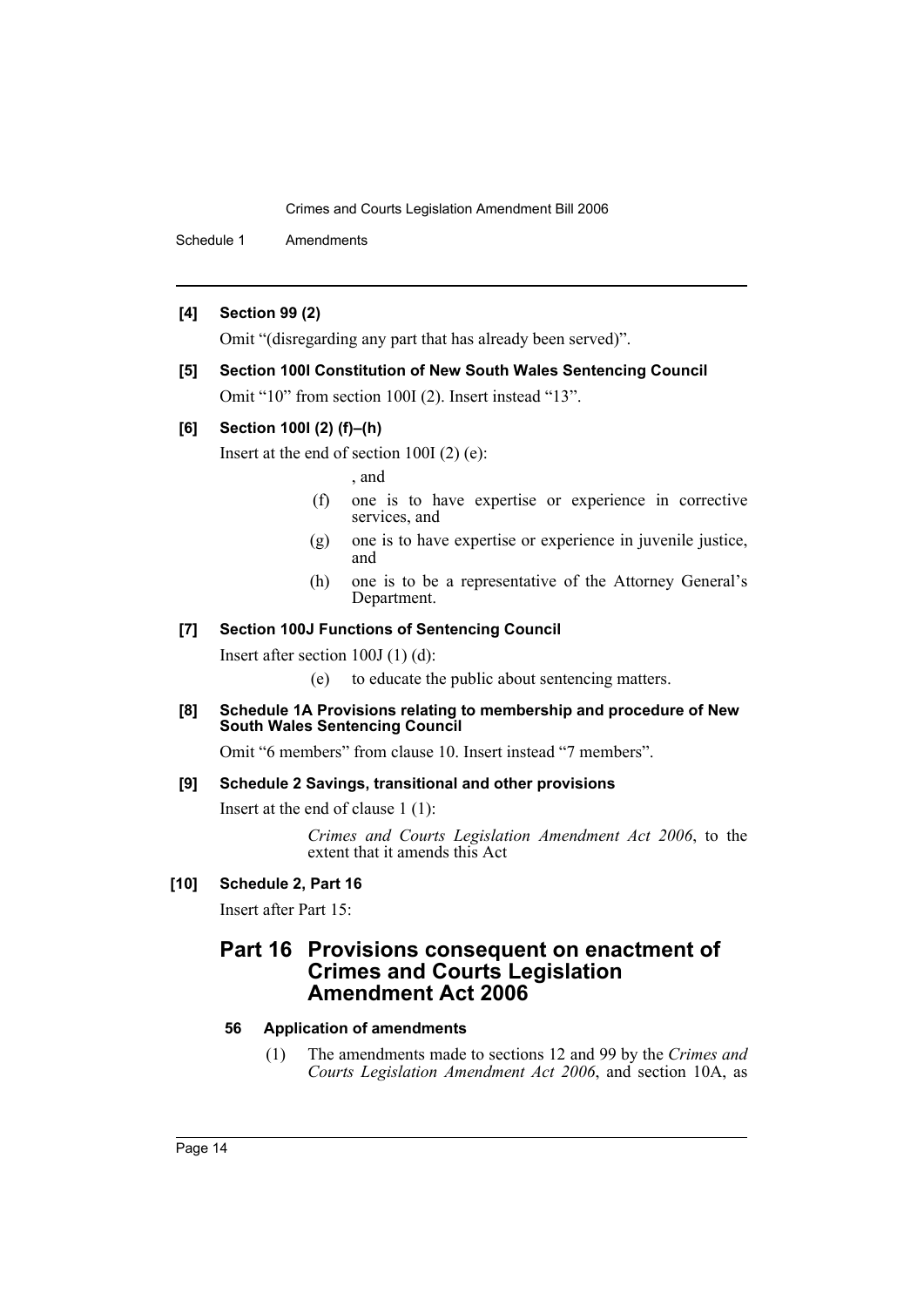**[4] Section 99 (2)**

Omit "(disregarding any part that has already been served)".

**[5] Section 100I Constitution of New South Wales Sentencing Council**

Omit "10" from section 100I (2). Insert instead "13".

**[6] Section 100I (2) (f)–(h)**

Insert at the end of section 100I (2) (e):

, and

(f) one is to have expertise or experience in corrective services, and

(g) one is to have expertise or experience in juvenile justice, and

(h) one is to be a representative of the Attorney General's Department.

**[7] Section 100J Functions of Sentencing Council**

Insert after section 100J (1) (d):

(e) to educate the public about sentencing matters.

**[8] Schedule 1A Provisions relating to membership and procedure of New South Wales Sentencing Council**

Omit "6 members" from clause 10. Insert instead "7 members".

**[9] Schedule 2 Savings, transitional and other provisions**

Insert at the end of clause 1 (1):

*Crimes and Courts Legislation Amendment Act 2006*, to the extent that it amends this Act

**[10] Schedule 2, Part 16**

Insert after Part 15:

## Part 16 Provisions consequent on enactment of Crimes and Courts Legislation Amendment Act 2006

### 56 Application of amendments

(1) The amendments made to sections 12 and 99 by the *Crimes and Courts Legislation Amendment Act 2006*, and section 10A, as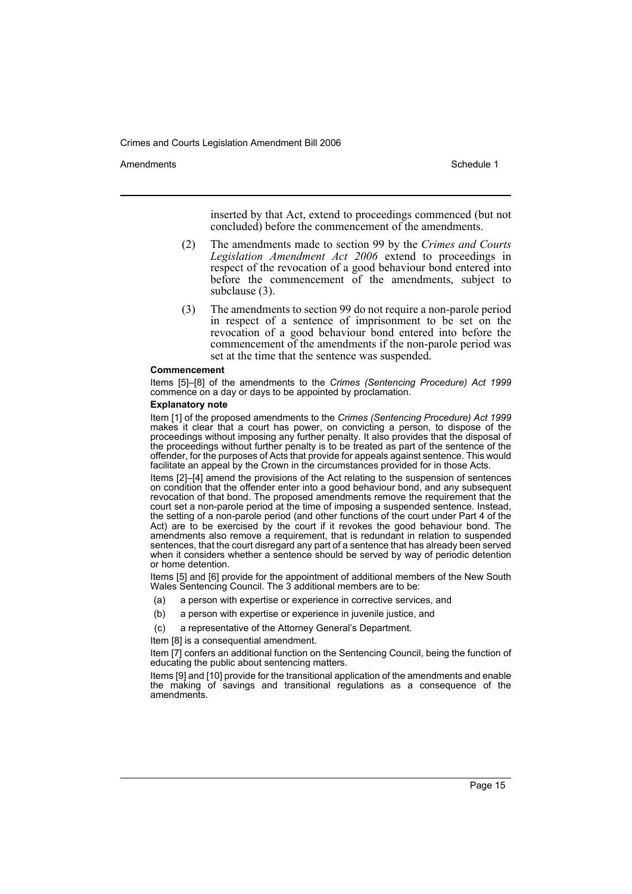inserted by that Act, extend to proceedings commenced (but not concluded) before the commencement of the amendments.

(2) The amendments made to section 99 by the *Crimes and Courts Legislation Amendment Act 2006* extend to proceedings in respect of the revocation of a good behaviour bond entered into before the commencement of the amendments, subject to subclause (3).

(3) The amendments to section 99 do not require a non-parole period in respect of a sentence of imprisonment to be set on the revocation of a good behaviour bond entered into before the commencement of the amendments if the non-parole period was set at the time that the sentence was suspended.

**Commencement**

Items [5]–[8] of the amendments to the *Crimes (Sentencing Procedure) Act 1999* commence on a day or days to be appointed by proclamation.

**Explanatory note**

Item [1] of the proposed amendments to the *Crimes (Sentencing Procedure) Act 1999* makes it clear that a court has power, on convicting a person, to dispose of the proceedings without imposing any further penalty. It also provides that the disposal of the proceedings without further penalty is to be treated as part of the sentence of the offender, for the purposes of Acts that provide for appeals against sentence. This would facilitate an appeal by the Crown in the circumstances provided for in those Acts.

Items [2]–[4] amend the provisions of the Act relating to the suspension of sentences on condition that the offender enter into a good behaviour bond, and any subsequent revocation of that bond. The proposed amendments remove the requirement that the court set a non-parole period at the time of imposing a suspended sentence. Instead, the setting of a non-parole period (and other functions of the court under Part 4 of the Act) are to be exercised by the court if it revokes the good behaviour bond. The amendments also remove a requirement, that is redundant in relation to suspended sentences, that the court disregard any part of a sentence that has already been served when it considers whether a sentence should be served by way of periodic detention or home detention.

Items [5] and [6] provide for the appointment of additional members of the New South Wales Sentencing Council. The 3 additional members are to be:

(a) a person with expertise or experience in corrective services, and

(b) a person with expertise or experience in juvenile justice, and

(c) a representative of the Attorney General's Department.

Item [8] is a consequential amendment.

Item [7] confers an additional function on the Sentencing Council, being the function of educating the public about sentencing matters.

Items [9] and [10] provide for the transitional application of the amendments and enable the making of savings and transitional regulations as a consequence of the amendments.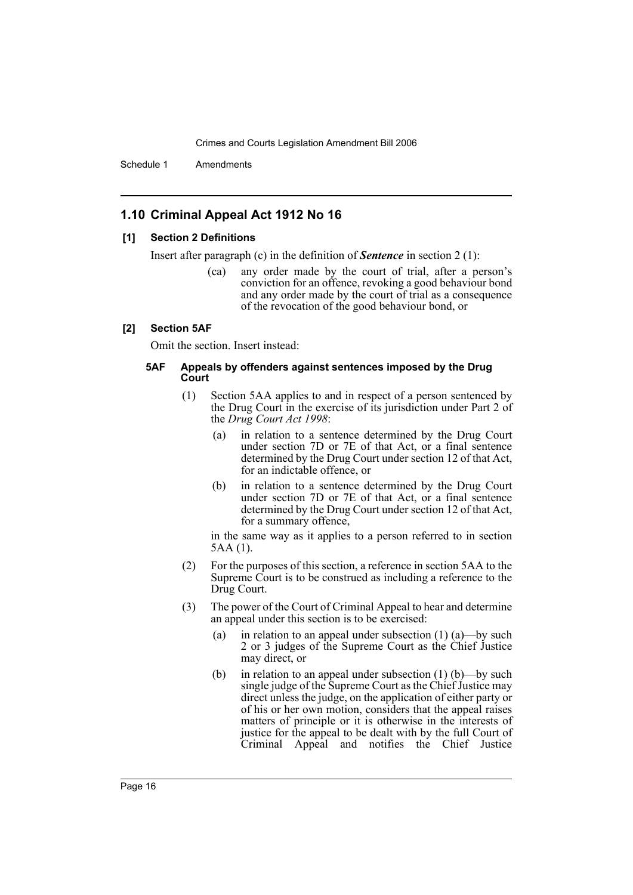## 1.10 Criminal Appeal Act 1912 No 16

### [1] Section 2 Definitions

Insert after paragraph (c) in the definition of ***Sentence*** in section 2 (1):

> (ca) any order made by the court of trial, after a person's conviction for an offence, revoking a good behaviour bond and any order made by the court of trial as a consequence of the revocation of the good behaviour bond, or

### [2] Section 5AF

Omit the section. Insert instead:

#### 5AF Appeals by offenders against sentences imposed by the Drug Court

(1) Section 5AA applies to and in respect of a person sentenced by the Drug Court in the exercise of its jurisdiction under Part 2 of the *Drug Court Act 1998*:

- (a) in relation to a sentence determined by the Drug Court under section 7D or 7E of that Act, or a final sentence determined by the Drug Court under section 12 of that Act, for an indictable offence, or
- (b) in relation to a sentence determined by the Drug Court under section 7D or 7E of that Act, or a final sentence determined by the Drug Court under section 12 of that Act, for a summary offence,

in the same way as it applies to a person referred to in section 5AA (1).

(2) For the purposes of this section, a reference in section 5AA to the Supreme Court is to be construed as including a reference to the Drug Court.

(3) The power of the Court of Criminal Appeal to hear and determine an appeal under this section is to be exercised:

- (a) in relation to an appeal under subsection (1) (a)—by such 2 or 3 judges of the Supreme Court as the Chief Justice may direct, or
- (b) in relation to an appeal under subsection (1) (b)—by such single judge of the Supreme Court as the Chief Justice may direct unless the judge, on the application of either party or of his or her own motion, considers that the appeal raises matters of principle or it is otherwise in the interests of justice for the appeal to be dealt with by the full Court of Criminal Appeal and notifies the Chief Justice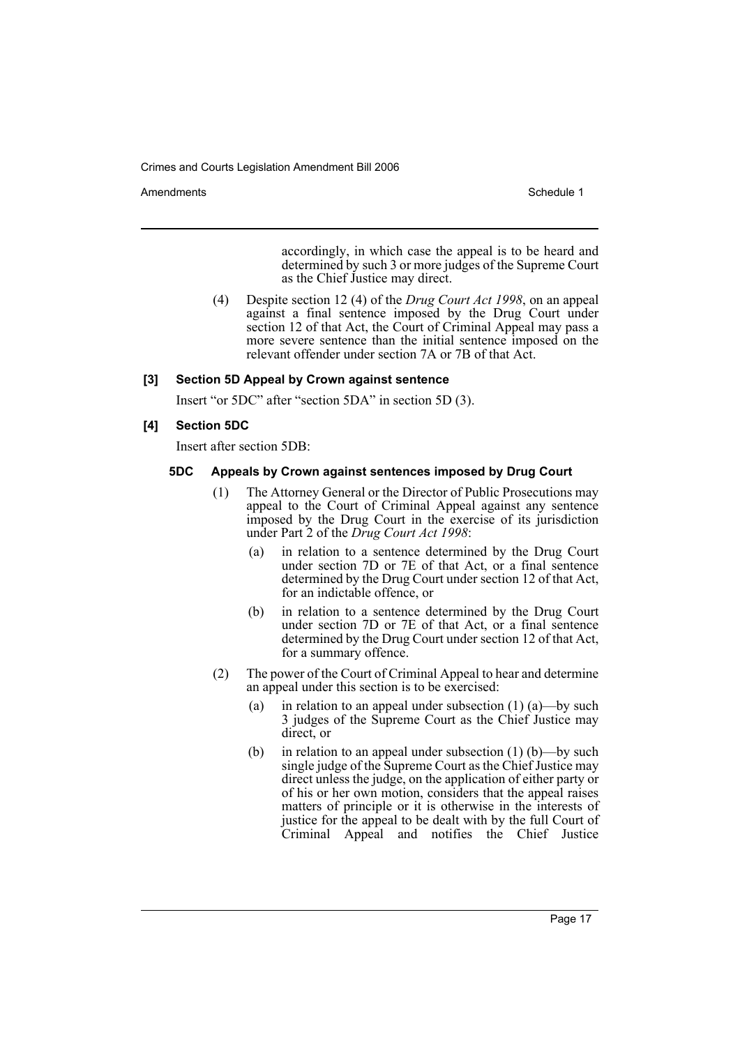accordingly, in which case the appeal is to be heard and determined by such 3 or more judges of the Supreme Court as the Chief Justice may direct.

(4) Despite section 12 (4) of the *Drug Court Act 1998*, on an appeal against a final sentence imposed by the Drug Court under section 12 of that Act, the Court of Criminal Appeal may pass a more severe sentence than the initial sentence imposed on the relevant offender under section 7A or 7B of that Act.

**[3] Section 5D Appeal by Crown against sentence**

Insert "or 5DC" after "section 5DA" in section 5D (3).

**[4] Section 5DC**

Insert after section 5DB:

**5DC Appeals by Crown against sentences imposed by Drug Court**

(1) The Attorney General or the Director of Public Prosecutions may appeal to the Court of Criminal Appeal against any sentence imposed by the Drug Court in the exercise of its jurisdiction under Part 2 of the *Drug Court Act 1998*:

(a) in relation to a sentence determined by the Drug Court under section 7D or 7E of that Act, or a final sentence determined by the Drug Court under section 12 of that Act, for an indictable offence, or

(b) in relation to a sentence determined by the Drug Court under section 7D or 7E of that Act, or a final sentence determined by the Drug Court under section 12 of that Act, for a summary offence.

(2) The power of the Court of Criminal Appeal to hear and determine an appeal under this section is to be exercised:

(a) in relation to an appeal under subsection (1) (a)—by such 3 judges of the Supreme Court as the Chief Justice may direct, or

(b) in relation to an appeal under subsection (1) (b)—by such single judge of the Supreme Court as the Chief Justice may direct unless the judge, on the application of either party or of his or her own motion, considers that the appeal raises matters of principle or it is otherwise in the interests of justice for the appeal to be dealt with by the full Court of Criminal Appeal and notifies the Chief Justice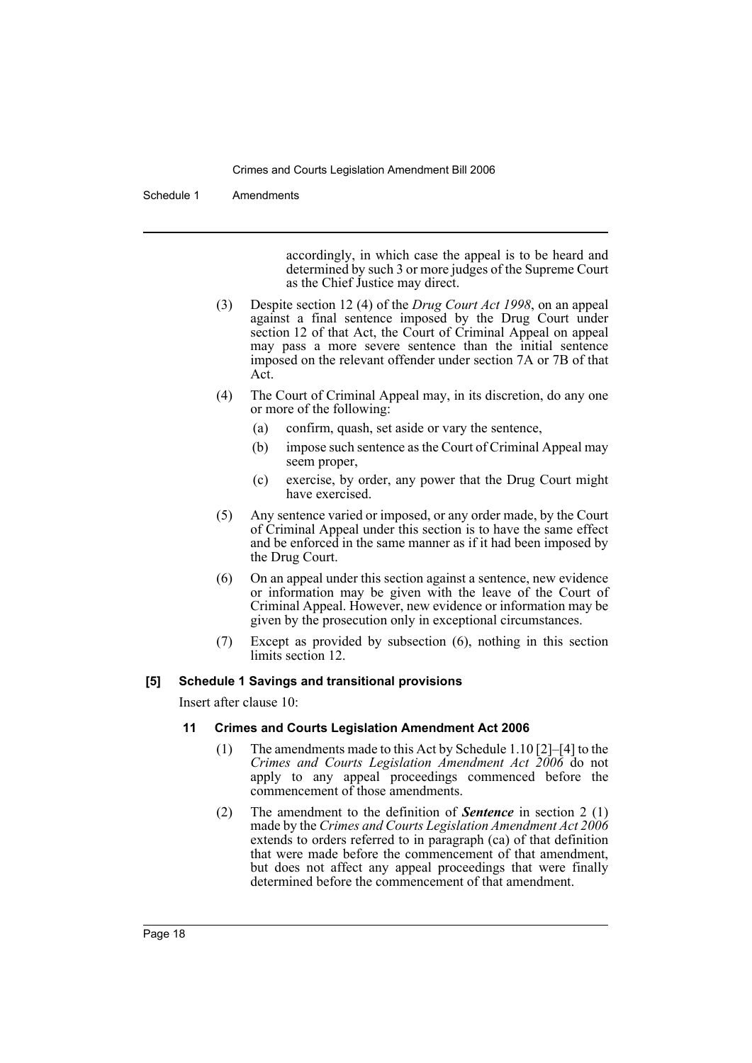accordingly, in which case the appeal is to be heard and determined by such 3 or more judges of the Supreme Court as the Chief Justice may direct.

(3) Despite section 12 (4) of the *Drug Court Act 1998*, on an appeal against a final sentence imposed by the Drug Court under section 12 of that Act, the Court of Criminal Appeal on appeal may pass a more severe sentence than the initial sentence imposed on the relevant offender under section 7A or 7B of that Act.

(4) The Court of Criminal Appeal may, in its discretion, do any one or more of the following:

(a) confirm, quash, set aside or vary the sentence,

(b) impose such sentence as the Court of Criminal Appeal may seem proper,

(c) exercise, by order, any power that the Drug Court might have exercised.

(5) Any sentence varied or imposed, or any order made, by the Court of Criminal Appeal under this section is to have the same effect and be enforced in the same manner as if it had been imposed by the Drug Court.

(6) On an appeal under this section against a sentence, new evidence or information may be given with the leave of the Court of Criminal Appeal. However, new evidence or information may be given by the prosecution only in exceptional circumstances.

(7) Except as provided by subsection (6), nothing in this section limits section 12.

**[5] Schedule 1 Savings and transitional provisions**

Insert after clause 10:

**11 Crimes and Courts Legislation Amendment Act 2006**

(1) The amendments made to this Act by Schedule 1.10 [2]–[4] to the *Crimes and Courts Legislation Amendment Act 2006* do not apply to any appeal proceedings commenced before the commencement of those amendments.

(2) The amendment to the definition of ***Sentence*** in section 2 (1) made by the *Crimes and Courts Legislation Amendment Act 2006* extends to orders referred to in paragraph (ca) of that definition that were made before the commencement of that amendment, but does not affect any appeal proceedings that were finally determined before the commencement of that amendment.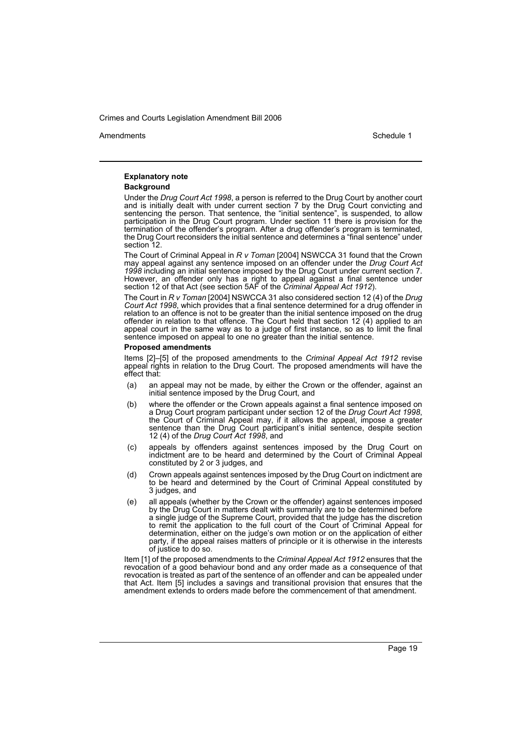#### Explanatory note

**Background**

Under the *Drug Court Act 1998*, a person is referred to the Drug Court by another court and is initially dealt with under current section 7 by the Drug Court convicting and sentencing the person. That sentence, the "initial sentence", is suspended, to allow participation in the Drug Court program. Under section 11 there is provision for the termination of the offender's program. After a drug offender's program is terminated, the Drug Court reconsiders the initial sentence and determines a "final sentence" under section 12.

The Court of Criminal Appeal in *R v Toman* [2004] NSWCCA 31 found that the Crown may appeal against any sentence imposed on an offender under the *Drug Court Act 1998* including an initial sentence imposed by the Drug Court under current section 7. However, an offender only has a right to appeal against a final sentence under section 12 of that Act (see section 5AF of the *Criminal Appeal Act 1912*).

The Court in *R v Toman* [2004] NSWCCA 31 also considered section 12 (4) of the *Drug Court Act 1998*, which provides that a final sentence determined for a drug offender in relation to an offence is not to be greater than the initial sentence imposed on the drug offender in relation to that offence. The Court held that section 12 (4) applied to an appeal court in the same way as to a judge of first instance, so as to limit the final sentence imposed on appeal to one no greater than the initial sentence.

**Proposed amendments**

Items [2]–[5] of the proposed amendments to the *Criminal Appeal Act 1912* revise appeal rights in relation to the Drug Court. The proposed amendments will have the effect that:

(a) an appeal may not be made, by either the Crown or the offender, against an initial sentence imposed by the Drug Court, and

(b) where the offender or the Crown appeals against a final sentence imposed on a Drug Court program participant under section 12 of the *Drug Court Act 1998*, the Court of Criminal Appeal may, if it allows the appeal, impose a greater sentence than the Drug Court participant's initial sentence, despite section 12 (4) of the *Drug Court Act 1998*, and

(c) appeals by offenders against sentences imposed by the Drug Court on indictment are to be heard and determined by the Court of Criminal Appeal constituted by 2 or 3 judges, and

(d) Crown appeals against sentences imposed by the Drug Court on indictment are to be heard and determined by the Court of Criminal Appeal constituted by 3 judges, and

(e) all appeals (whether by the Crown or the offender) against sentences imposed by the Drug Court in matters dealt with summarily are to be determined before a single judge of the Supreme Court, provided that the judge has the discretion to remit the application to the full court of the Court of Criminal Appeal for determination, either on the judge's own motion or on the application of either party, if the appeal raises matters of principle or it is otherwise in the interests of justice to do so.

Item [1] of the proposed amendments to the *Criminal Appeal Act 1912* ensures that the revocation of a good behaviour bond and any order made as a consequence of that revocation is treated as part of the sentence of an offender and can be appealed under that Act. Item [5] includes a savings and transitional provision that ensures that the amendment extends to orders made before the commencement of that amendment.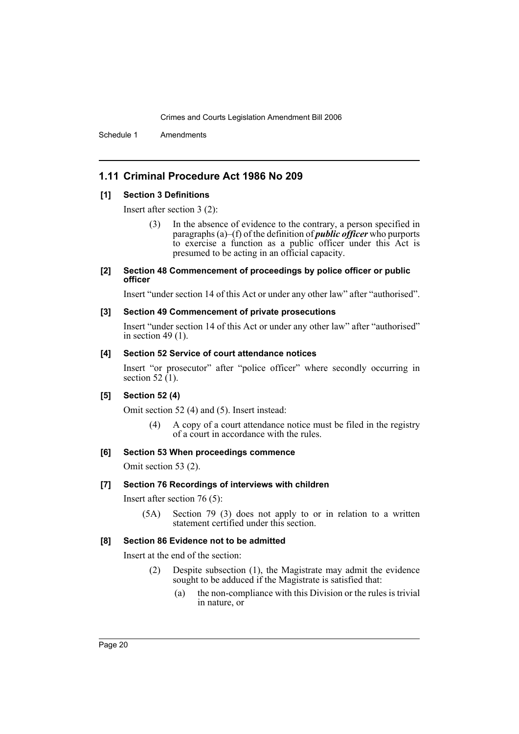## 1.11 Criminal Procedure Act 1986 No 209

### [1] Section 3 Definitions

Insert after section 3 (2):

> (3) In the absence of evidence to the contrary, a person specified in paragraphs (a)–(f) of the definition of ***public officer*** who purports to exercise a function as a public officer under this Act is presumed to be acting in an official capacity.

### [2] Section 48 Commencement of proceedings by police officer or public officer

Insert "under section 14 of this Act or under any other law" after "authorised".

### [3] Section 49 Commencement of private prosecutions

Insert "under section 14 of this Act or under any other law" after "authorised" in section 49 (1).

### [4] Section 52 Service of court attendance notices

Insert "or prosecutor" after "police officer" where secondly occurring in section 52 (1).

### [5] Section 52 (4)

Omit section 52 (4) and (5). Insert instead:

> (4) A copy of a court attendance notice must be filed in the registry of a court in accordance with the rules.

### [6] Section 53 When proceedings commence

Omit section 53 (2).

### [7] Section 76 Recordings of interviews with children

Insert after section 76 (5):

> (5A) Section 79 (3) does not apply to or in relation to a written statement certified under this section.

### [8] Section 86 Evidence not to be admitted

Insert at the end of the section:

> (2) Despite subsection (1), the Magistrate may admit the evidence sought to be adduced if the Magistrate is satisfied that:
>
> (a) the non-compliance with this Division or the rules is trivial in nature, or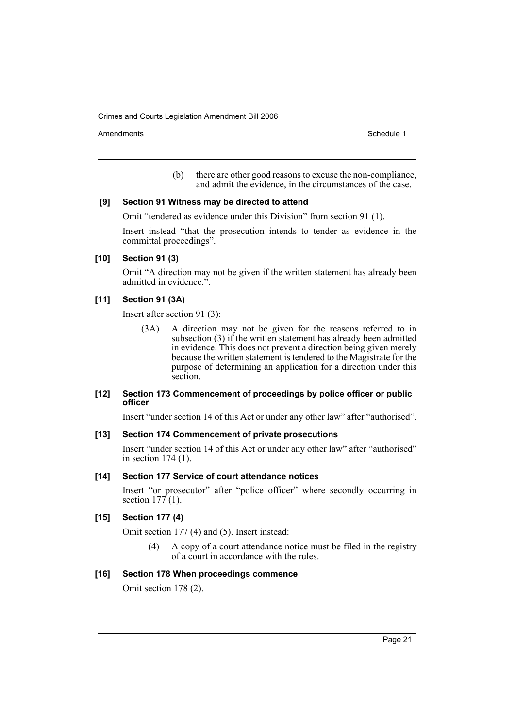(b) there are other good reasons to excuse the non-compliance, and admit the evidence, in the circumstances of the case.

**[9] Section 91 Witness may be directed to attend**

Omit "tendered as evidence under this Division" from section 91 (1).

Insert instead "that the prosecution intends to tender as evidence in the committal proceedings".

**[10] Section 91 (3)**

Omit "A direction may not be given if the written statement has already been admitted in evidence.".

**[11] Section 91 (3A)**

Insert after section 91 (3):

(3A) A direction may not be given for the reasons referred to in subsection (3) if the written statement has already been admitted in evidence. This does not prevent a direction being given merely because the written statement is tendered to the Magistrate for the purpose of determining an application for a direction under this section.

**[12] Section 173 Commencement of proceedings by police officer or public officer**

Insert "under section 14 of this Act or under any other law" after "authorised".

**[13] Section 174 Commencement of private prosecutions**

Insert "under section 14 of this Act or under any other law" after "authorised" in section 174 (1).

**[14] Section 177 Service of court attendance notices**

Insert "or prosecutor" after "police officer" where secondly occurring in section 177 (1).

**[15] Section 177 (4)**

Omit section 177 (4) and (5). Insert instead:

(4) A copy of a court attendance notice must be filed in the registry of a court in accordance with the rules.

**[16] Section 178 When proceedings commence**

Omit section 178 (2).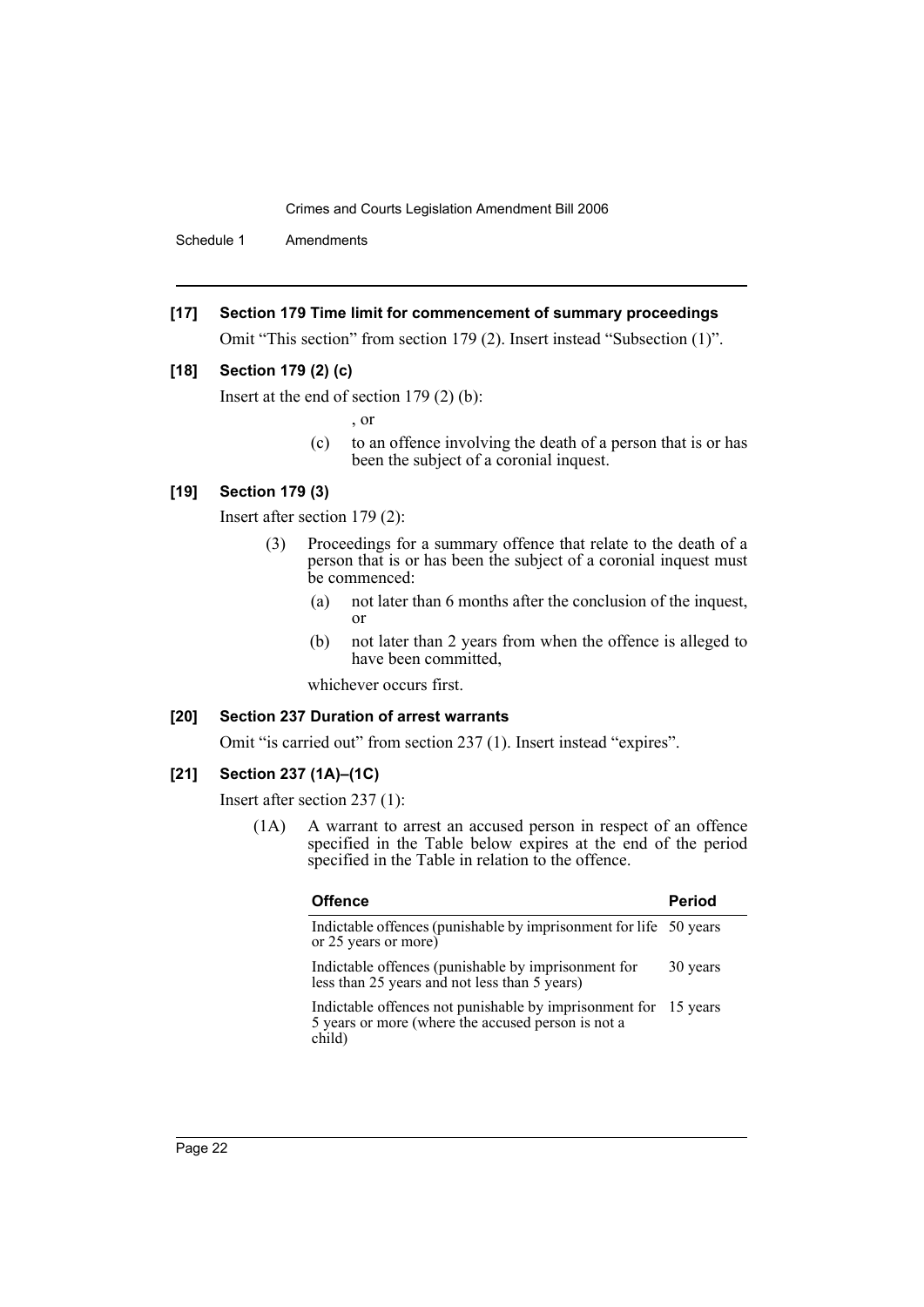### [17] Section 179 Time limit for commencement of summary proceedings

Omit "This section" from section 179 (2). Insert instead "Subsection (1)".

### [18] Section 179 (2) (c)

Insert at the end of section 179 (2) (b):

, or

(c) to an offence involving the death of a person that is or has been the subject of a coronial inquest.

### [19] Section 179 (3)

Insert after section 179 (2):

(3) Proceedings for a summary offence that relate to the death of a person that is or has been the subject of a coronial inquest must be commenced:

(a) not later than 6 months after the conclusion of the inquest, or

(b) not later than 2 years from when the offence is alleged to have been committed,

whichever occurs first.

### [20] Section 237 Duration of arrest warrants

Omit "is carried out" from section 237 (1). Insert instead "expires".

### [21] Section 237 (1A)–(1C)

Insert after section 237 (1):

(1A) A warrant to arrest an accused person in respect of an offence specified in the Table below expires at the end of the period specified in the Table in relation to the offence.

| Offence | Period |
|---|---|
| Indictable offences (punishable by imprisonment for life or 25 years or more) | 50 years |
| Indictable offences (punishable by imprisonment for less than 25 years and not less than 5 years) | 30 years |
| Indictable offences not punishable by imprisonment for 5 years or more (where the accused person is not a child) | 15 years |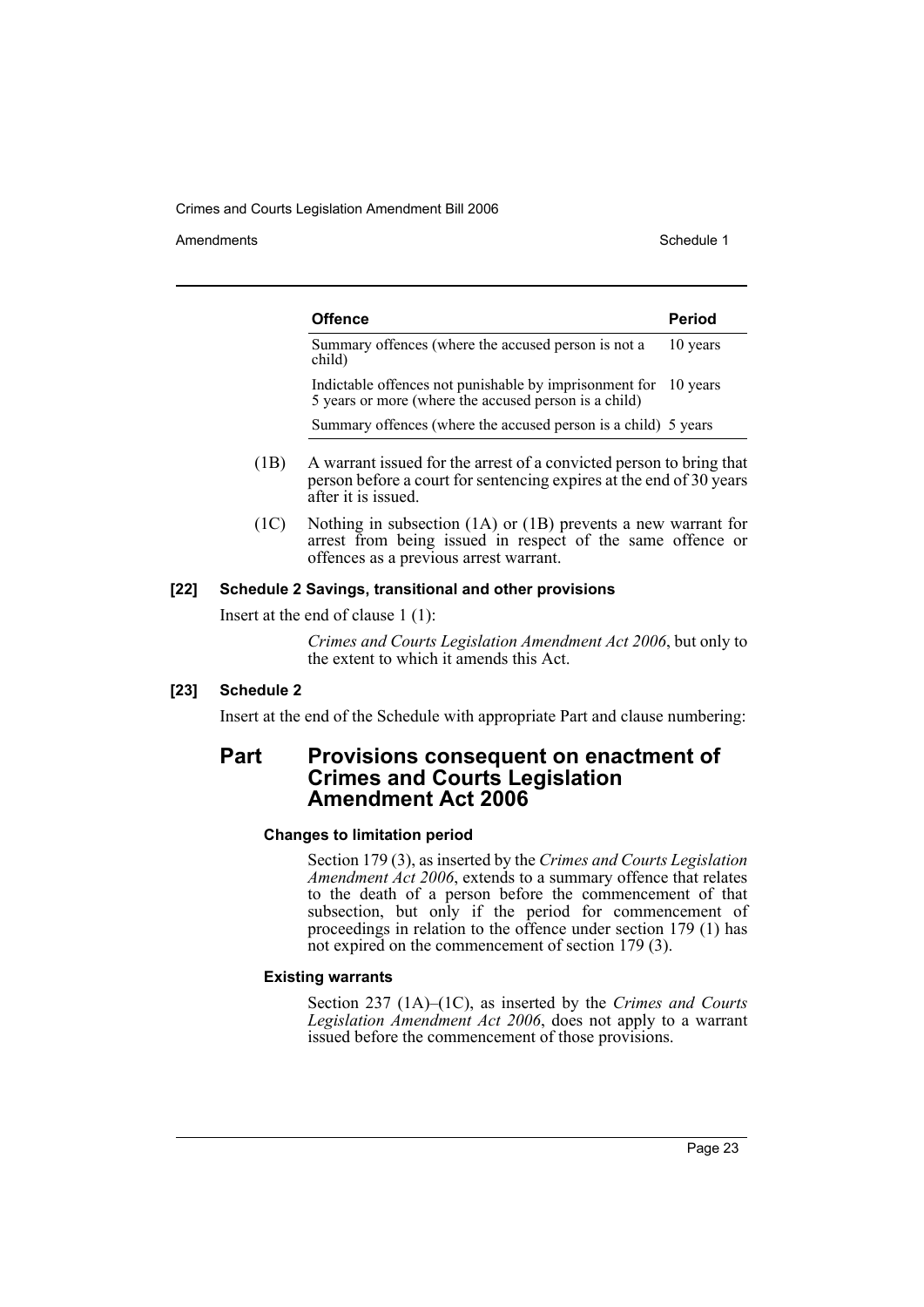| Offence | Period |
|---|---|
| Summary offences (where the accused person is not a child) | 10 years |
| Indictable offences not punishable by imprisonment for 5 years or more (where the accused person is a child) | 10 years |
| Summary offences (where the accused person is a child) | 5 years |

(1B) A warrant issued for the arrest of a convicted person to bring that person before a court for sentencing expires at the end of 30 years after it is issued.

(1C) Nothing in subsection (1A) or (1B) prevents a new warrant for arrest from being issued in respect of the same offence or offences as a previous arrest warrant.

**[22] Schedule 2 Savings, transitional and other provisions**

Insert at the end of clause 1 (1):

> *Crimes and Courts Legislation Amendment Act 2006*, but only to the extent to which it amends this Act.

**[23] Schedule 2**

Insert at the end of the Schedule with appropriate Part and clause numbering:

## Part Provisions consequent on enactment of Crimes and Courts Legislation Amendment Act 2006

#### Changes to limitation period

Section 179 (3), as inserted by the *Crimes and Courts Legislation Amendment Act 2006*, extends to a summary offence that relates to the death of a person before the commencement of that subsection, but only if the period for commencement of proceedings in relation to the offence under section 179 (1) has not expired on the commencement of section 179 (3).

#### Existing warrants

Section 237 (1A)–(1C), as inserted by the *Crimes and Courts Legislation Amendment Act 2006*, does not apply to a warrant issued before the commencement of those provisions.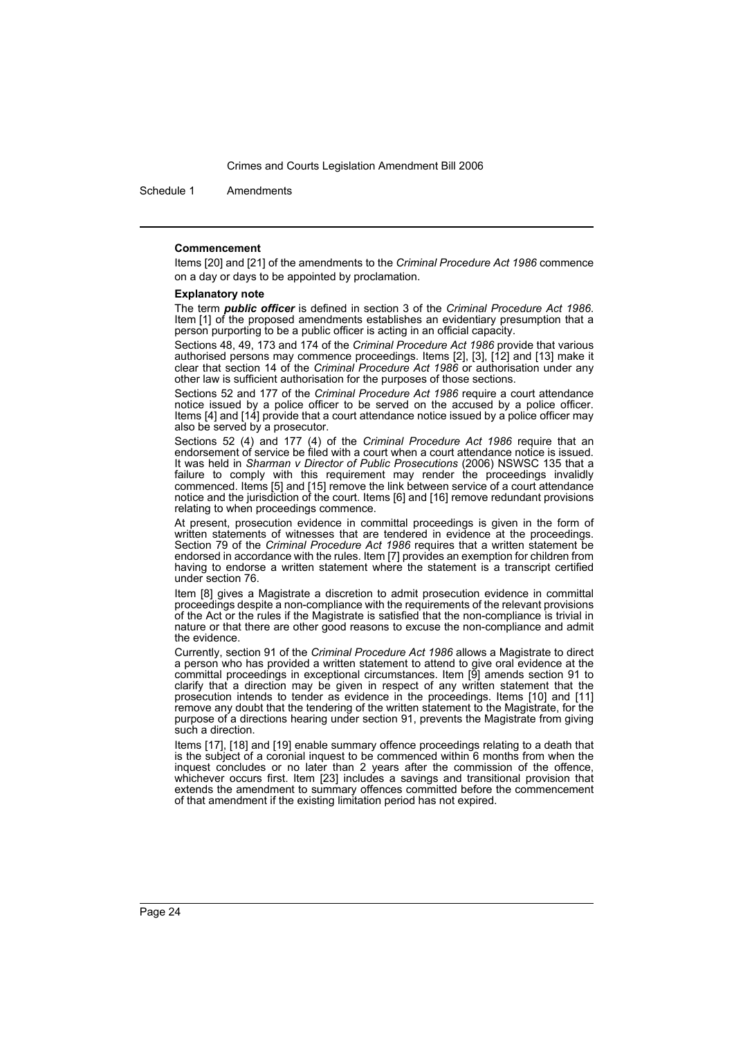**Commencement**

Items [20] and [21] of the amendments to the *Criminal Procedure Act 1986* commence on a day or days to be appointed by proclamation.

**Explanatory note**

The term ***public officer*** is defined in section 3 of the *Criminal Procedure Act 1986*. Item [1] of the proposed amendments establishes an evidentiary presumption that a person purporting to be a public officer is acting in an official capacity.

Sections 48, 49, 173 and 174 of the *Criminal Procedure Act 1986* provide that various authorised persons may commence proceedings. Items [2], [3], [12] and [13] make it clear that section 14 of the *Criminal Procedure Act 1986* or authorisation under any other law is sufficient authorisation for the purposes of those sections.

Sections 52 and 177 of the *Criminal Procedure Act 1986* require a court attendance notice issued by a police officer to be served on the accused by a police officer. Items [4] and [14] provide that a court attendance notice issued by a police officer may also be served by a prosecutor.

Sections 52 (4) and 177 (4) of the *Criminal Procedure Act 1986* require that an endorsement of service be filed with a court when a court attendance notice is issued. It was held in *Sharman v Director of Public Prosecutions* (2006) NSWSC 135 that a failure to comply with this requirement may render the proceedings invalidly commenced. Items [5] and [15] remove the link between service of a court attendance notice and the jurisdiction of the court. Items [6] and [16] remove redundant provisions relating to when proceedings commence.

At present, prosecution evidence in committal proceedings is given in the form of written statements of witnesses that are tendered in evidence at the proceedings. Section 79 of the *Criminal Procedure Act 1986* requires that a written statement be endorsed in accordance with the rules. Item [7] provides an exemption for children from having to endorse a written statement where the statement is a transcript certified under section 76.

Item [8] gives a Magistrate a discretion to admit prosecution evidence in committal proceedings despite a non-compliance with the requirements of the relevant provisions of the Act or the rules if the Magistrate is satisfied that the non-compliance is trivial in nature or that there are other good reasons to excuse the non-compliance and admit the evidence.

Currently, section 91 of the *Criminal Procedure Act 1986* allows a Magistrate to direct a person who has provided a written statement to attend to give oral evidence at the committal proceedings in exceptional circumstances. Item [9] amends section 91 to clarify that a direction may be given in respect of any written statement that the prosecution intends to tender as evidence in the proceedings. Items [10] and [11] remove any doubt that the tendering of the written statement to the Magistrate, for the purpose of a directions hearing under section 91, prevents the Magistrate from giving such a direction.

Items [17], [18] and [19] enable summary offence proceedings relating to a death that is the subject of a coronial inquest to be commenced within 6 months from when the inquest concludes or no later than 2 years after the commission of the offence, whichever occurs first. Item [23] includes a savings and transitional provision that extends the amendment to summary offences committed before the commencement of that amendment if the existing limitation period has not expired.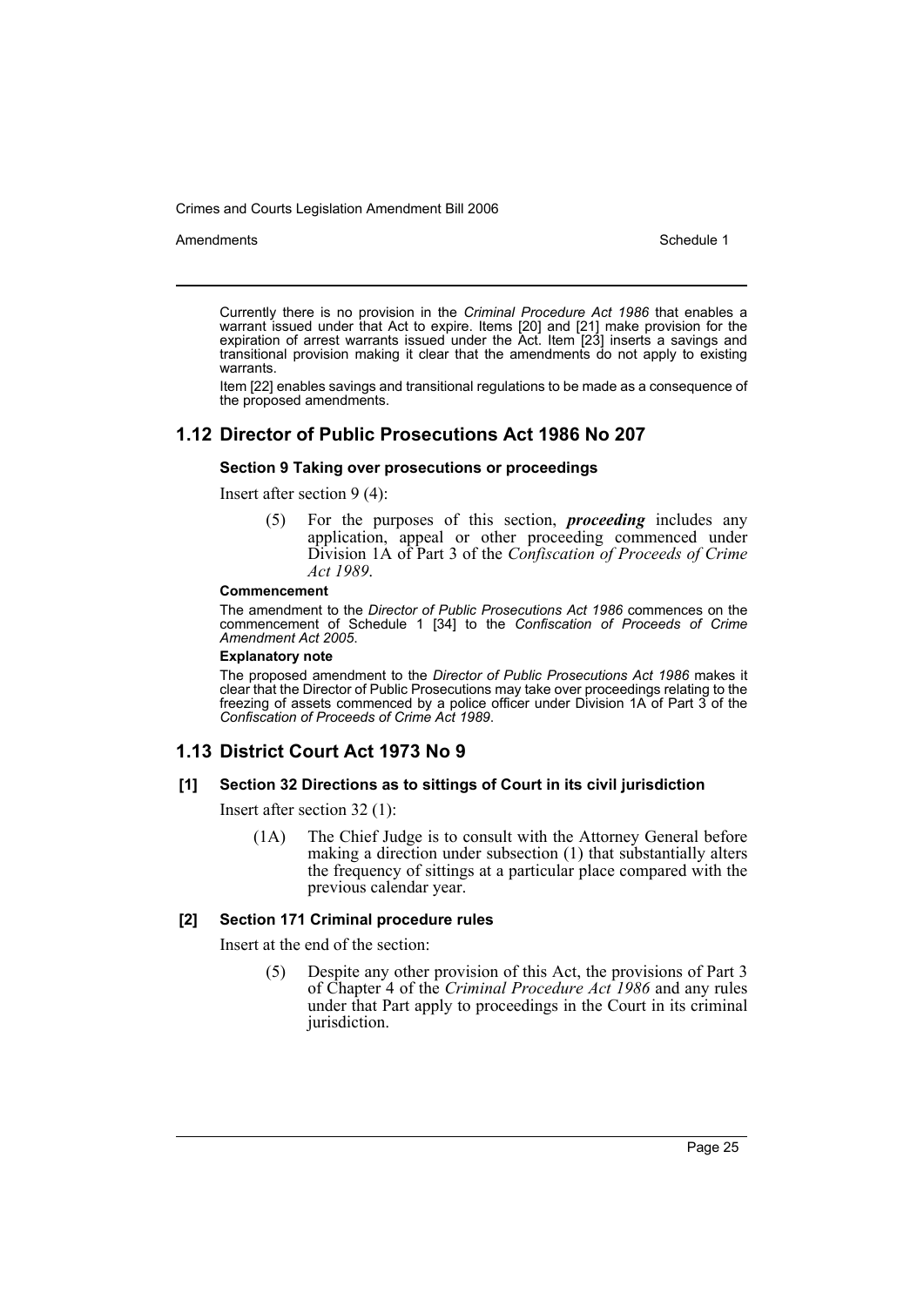Currently there is no provision in the *Criminal Procedure Act 1986* that enables a warrant issued under that Act to expire. Items [20] and [21] make provision for the expiration of arrest warrants issued under the Act. Item [23] inserts a savings and transitional provision making it clear that the amendments do not apply to existing warrants.

Item [22] enables savings and transitional regulations to be made as a consequence of the proposed amendments.

## 1.12 Director of Public Prosecutions Act 1986 No 207

### Section 9 Taking over prosecutions or proceedings

Insert after section 9 (4):

> (5) For the purposes of this section, ***proceeding*** includes any application, appeal or other proceeding commenced under Division 1A of Part 3 of the *Confiscation of Proceeds of Crime Act 1989*.

**Commencement**

The amendment to the *Director of Public Prosecutions Act 1986* commences on the commencement of Schedule 1 [34] to the *Confiscation of Proceeds of Crime Amendment Act 2005*.

**Explanatory note**

The proposed amendment to the *Director of Public Prosecutions Act 1986* makes it clear that the Director of Public Prosecutions may take over proceedings relating to the freezing of assets commenced by a police officer under Division 1A of Part 3 of the *Confiscation of Proceeds of Crime Act 1989*.

## 1.13 District Court Act 1973 No 9

### [1] Section 32 Directions as to sittings of Court in its civil jurisdiction

Insert after section 32 (1):

> (1A) The Chief Judge is to consult with the Attorney General before making a direction under subsection (1) that substantially alters the frequency of sittings at a particular place compared with the previous calendar year.

### [2] Section 171 Criminal procedure rules

Insert at the end of the section:

> (5) Despite any other provision of this Act, the provisions of Part 3 of Chapter 4 of the *Criminal Procedure Act 1986* and any rules under that Part apply to proceedings in the Court in its criminal jurisdiction.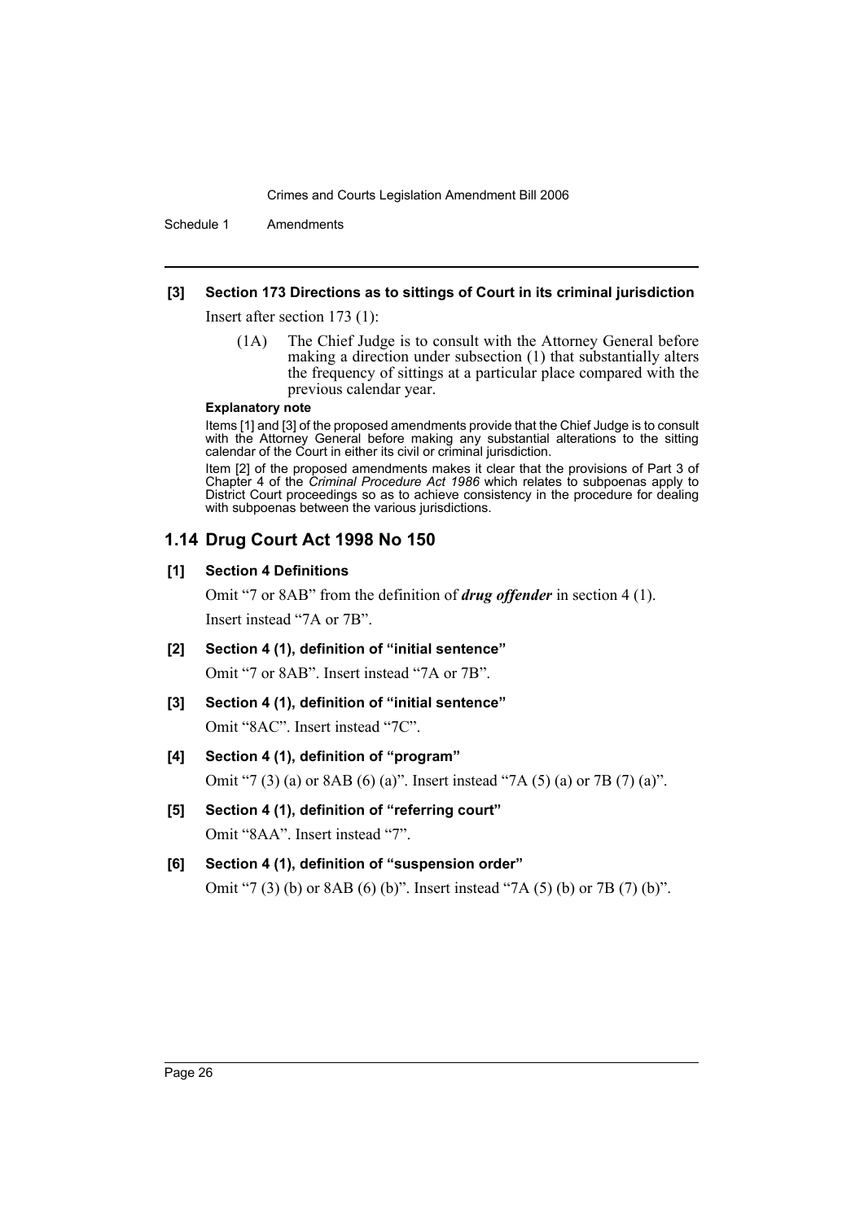**[3] Section 173 Directions as to sittings of Court in its criminal jurisdiction**

Insert after section 173 (1):

> (1A) The Chief Judge is to consult with the Attorney General before making a direction under subsection (1) that substantially alters the frequency of sittings at a particular place compared with the previous calendar year.

**Explanatory note**

Items [1] and [3] of the proposed amendments provide that the Chief Judge is to consult with the Attorney General before making any substantial alterations to the sitting calendar of the Court in either its civil or criminal jurisdiction.

Item [2] of the proposed amendments makes it clear that the provisions of Part 3 of Chapter 4 of the *Criminal Procedure Act 1986* which relates to subpoenas apply to District Court proceedings so as to achieve consistency in the procedure for dealing with subpoenas between the various jurisdictions.

## 1.14 Drug Court Act 1998 No 150

**[1] Section 4 Definitions**

Omit "7 or 8AB" from the definition of ***drug offender*** in section 4 (1).

Insert instead "7A or 7B".

**[2] Section 4 (1), definition of "initial sentence"**

Omit "7 or 8AB". Insert instead "7A or 7B".

**[3] Section 4 (1), definition of "initial sentence"**

Omit "8AC". Insert instead "7C".

**[4] Section 4 (1), definition of "program"**

Omit "7 (3) (a) or 8AB (6) (a)". Insert instead "7A (5) (a) or 7B (7) (a)".

**[5] Section 4 (1), definition of "referring court"**

Omit "8AA". Insert instead "7".

**[6] Section 4 (1), definition of "suspension order"**

Omit "7 (3) (b) or 8AB (6) (b)". Insert instead "7A (5) (b) or 7B (7) (b)".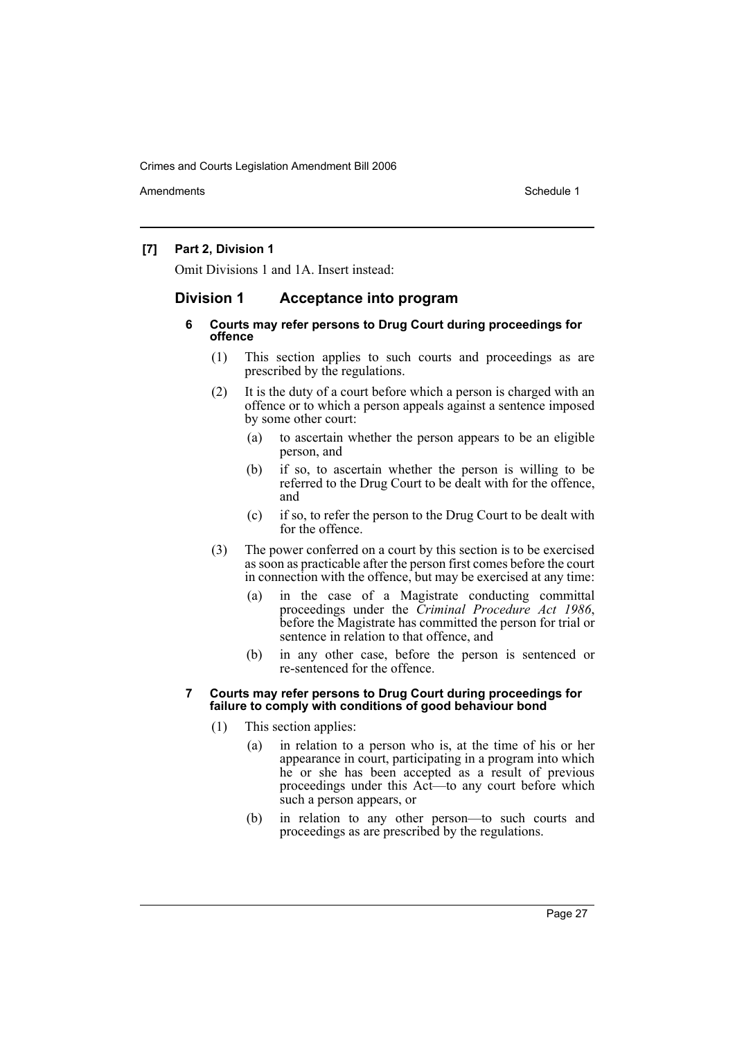**[7] Part 2, Division 1**

Omit Divisions 1 and 1A. Insert instead:

## Division 1 Acceptance into program

### 6 Courts may refer persons to Drug Court during proceedings for offence

(1) This section applies to such courts and proceedings as are prescribed by the regulations.

(2) It is the duty of a court before which a person is charged with an offence or to which a person appeals against a sentence imposed by some other court:

- (a) to ascertain whether the person appears to be an eligible person, and
- (b) if so, to ascertain whether the person is willing to be referred to the Drug Court to be dealt with for the offence, and
- (c) if so, to refer the person to the Drug Court to be dealt with for the offence.

(3) The power conferred on a court by this section is to be exercised as soon as practicable after the person first comes before the court in connection with the offence, but may be exercised at any time:

- (a) in the case of a Magistrate conducting committal proceedings under the *Criminal Procedure Act 1986*, before the Magistrate has committed the person for trial or sentence in relation to that offence, and
- (b) in any other case, before the person is sentenced or re-sentenced for the offence.

### 7 Courts may refer persons to Drug Court during proceedings for failure to comply with conditions of good behaviour bond

(1) This section applies:

- (a) in relation to a person who is, at the time of his or her appearance in court, participating in a program into which he or she has been accepted as a result of previous proceedings under this Act—to any court before which such a person appears, or
- (b) in relation to any other person—to such courts and proceedings as are prescribed by the regulations.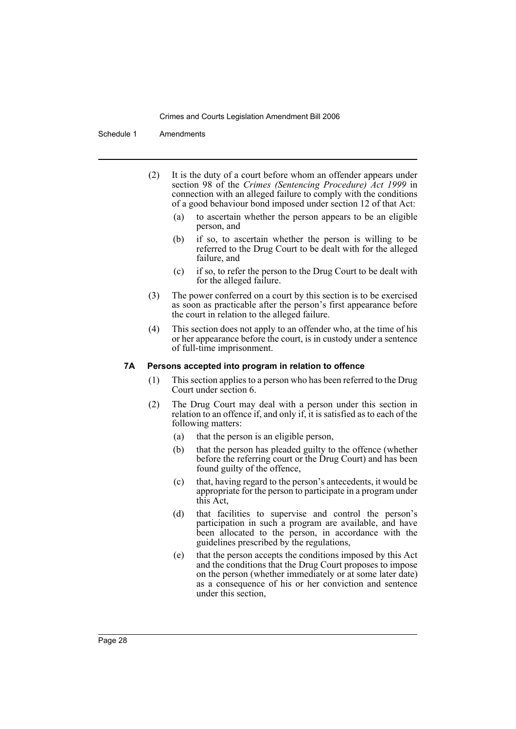(2) It is the duty of a court before whom an offender appears under section 98 of the *Crimes (Sentencing Procedure) Act 1999* in connection with an alleged failure to comply with the conditions of a good behaviour bond imposed under section 12 of that Act:

- (a) to ascertain whether the person appears to be an eligible person, and
- (b) if so, to ascertain whether the person is willing to be referred to the Drug Court to be dealt with for the alleged failure, and
- (c) if so, to refer the person to the Drug Court to be dealt with for the alleged failure.

(3) The power conferred on a court by this section is to be exercised as soon as practicable after the person's first appearance before the court in relation to the alleged failure.

(4) This section does not apply to an offender who, at the time of his or her appearance before the court, is in custody under a sentence of full-time imprisonment.

#### 7A Persons accepted into program in relation to offence

(1) This section applies to a person who has been referred to the Drug Court under section 6.

(2) The Drug Court may deal with a person under this section in relation to an offence if, and only if, it is satisfied as to each of the following matters:

- (a) that the person is an eligible person,
- (b) that the person has pleaded guilty to the offence (whether before the referring court or the Drug Court) and has been found guilty of the offence,
- (c) that, having regard to the person's antecedents, it would be appropriate for the person to participate in a program under this Act,
- (d) that facilities to supervise and control the person's participation in such a program are available, and have been allocated to the person, in accordance with the guidelines prescribed by the regulations,
- (e) that the person accepts the conditions imposed by this Act and the conditions that the Drug Court proposes to impose on the person (whether immediately or at some later date) as a consequence of his or her conviction and sentence under this section,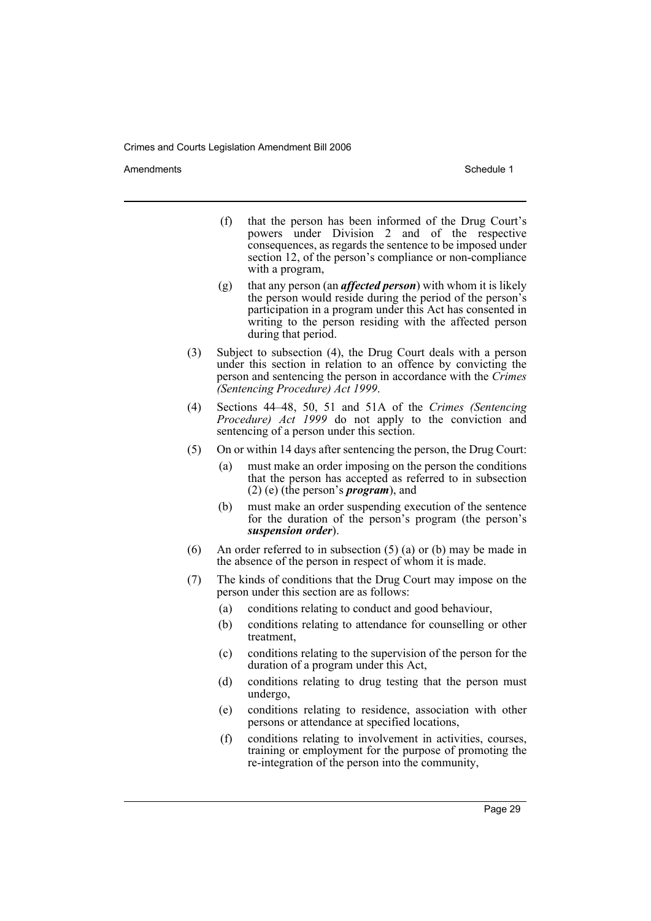(f) that the person has been informed of the Drug Court's powers under Division 2 and of the respective consequences, as regards the sentence to be imposed under section 12, of the person's compliance or non-compliance with a program,

(g) that any person (an ***affected person***) with whom it is likely the person would reside during the period of the person's participation in a program under this Act has consented in writing to the person residing with the affected person during that period.

(3) Subject to subsection (4), the Drug Court deals with a person under this section in relation to an offence by convicting the person and sentencing the person in accordance with the *Crimes (Sentencing Procedure) Act 1999*.

(4) Sections 44–48, 50, 51 and 51A of the *Crimes (Sentencing Procedure) Act 1999* do not apply to the conviction and sentencing of a person under this section.

(5) On or within 14 days after sentencing the person, the Drug Court:

(a) must make an order imposing on the person the conditions that the person has accepted as referred to in subsection (2) (e) (the person's ***program***), and

(b) must make an order suspending execution of the sentence for the duration of the person's program (the person's ***suspension order***).

(6) An order referred to in subsection (5) (a) or (b) may be made in the absence of the person in respect of whom it is made.

(7) The kinds of conditions that the Drug Court may impose on the person under this section are as follows:

(a) conditions relating to conduct and good behaviour,

(b) conditions relating to attendance for counselling or other treatment,

(c) conditions relating to the supervision of the person for the duration of a program under this Act,

(d) conditions relating to drug testing that the person must undergo,

(e) conditions relating to residence, association with other persons or attendance at specified locations,

(f) conditions relating to involvement in activities, courses, training or employment for the purpose of promoting the re-integration of the person into the community,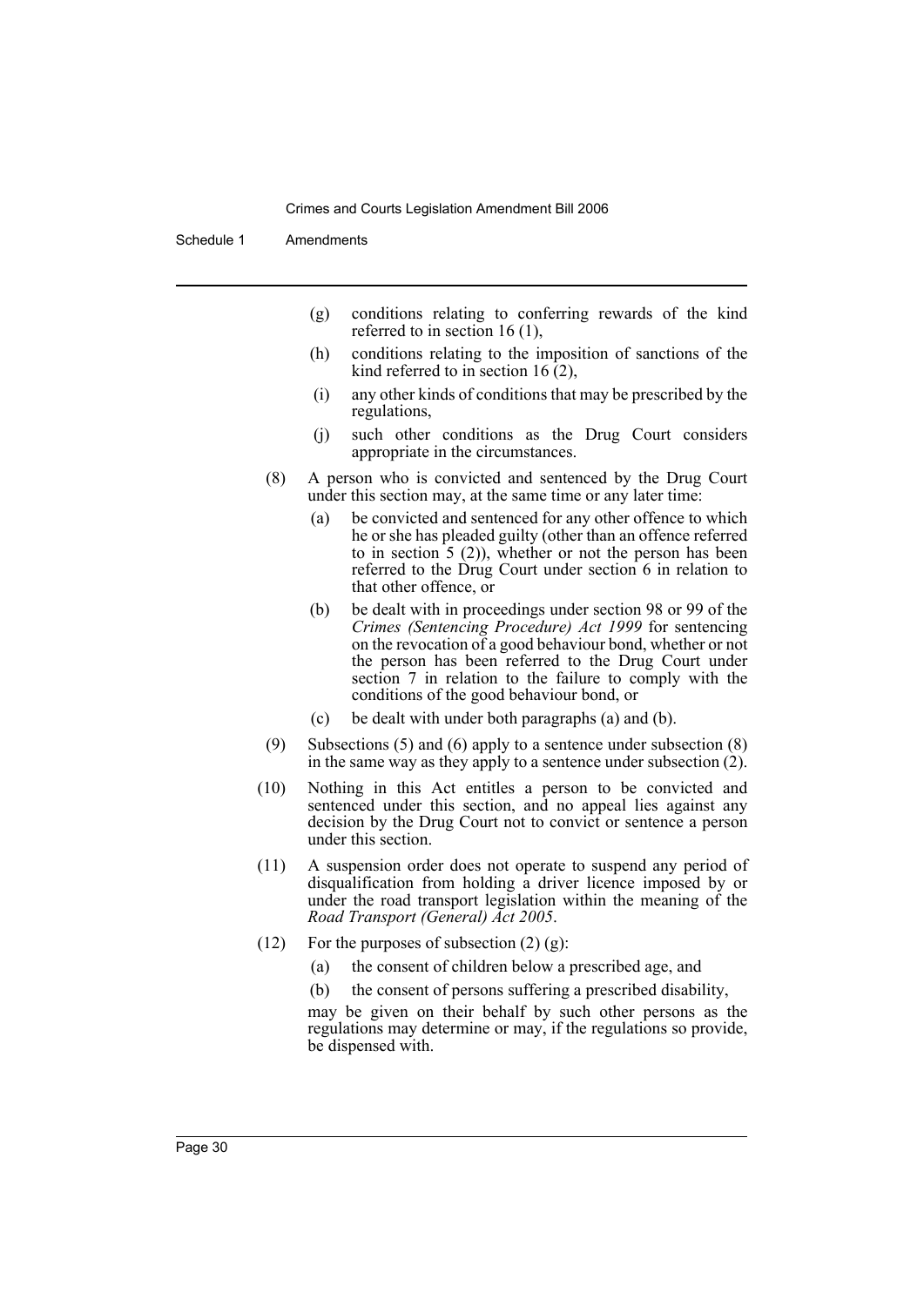(g) conditions relating to conferring rewards of the kind referred to in section 16 (1),

(h) conditions relating to the imposition of sanctions of the kind referred to in section 16 (2),

(i) any other kinds of conditions that may be prescribed by the regulations,

(j) such other conditions as the Drug Court considers appropriate in the circumstances.

(8) A person who is convicted and sentenced by the Drug Court under this section may, at the same time or any later time:

(a) be convicted and sentenced for any other offence to which he or she has pleaded guilty (other than an offence referred to in section 5 (2)), whether or not the person has been referred to the Drug Court under section 6 in relation to that other offence, or

(b) be dealt with in proceedings under section 98 or 99 of the *Crimes (Sentencing Procedure) Act 1999* for sentencing on the revocation of a good behaviour bond, whether or not the person has been referred to the Drug Court under section 7 in relation to the failure to comply with the conditions of the good behaviour bond, or

(c) be dealt with under both paragraphs (a) and (b).

(9) Subsections (5) and (6) apply to a sentence under subsection (8) in the same way as they apply to a sentence under subsection (2).

(10) Nothing in this Act entitles a person to be convicted and sentenced under this section, and no appeal lies against any decision by the Drug Court not to convict or sentence a person under this section.

(11) A suspension order does not operate to suspend any period of disqualification from holding a driver licence imposed by or under the road transport legislation within the meaning of the *Road Transport (General) Act 2005*.

(12) For the purposes of subsection (2) (g):

(a) the consent of children below a prescribed age, and

(b) the consent of persons suffering a prescribed disability,

may be given on their behalf by such other persons as the regulations may determine or may, if the regulations so provide, be dispensed with.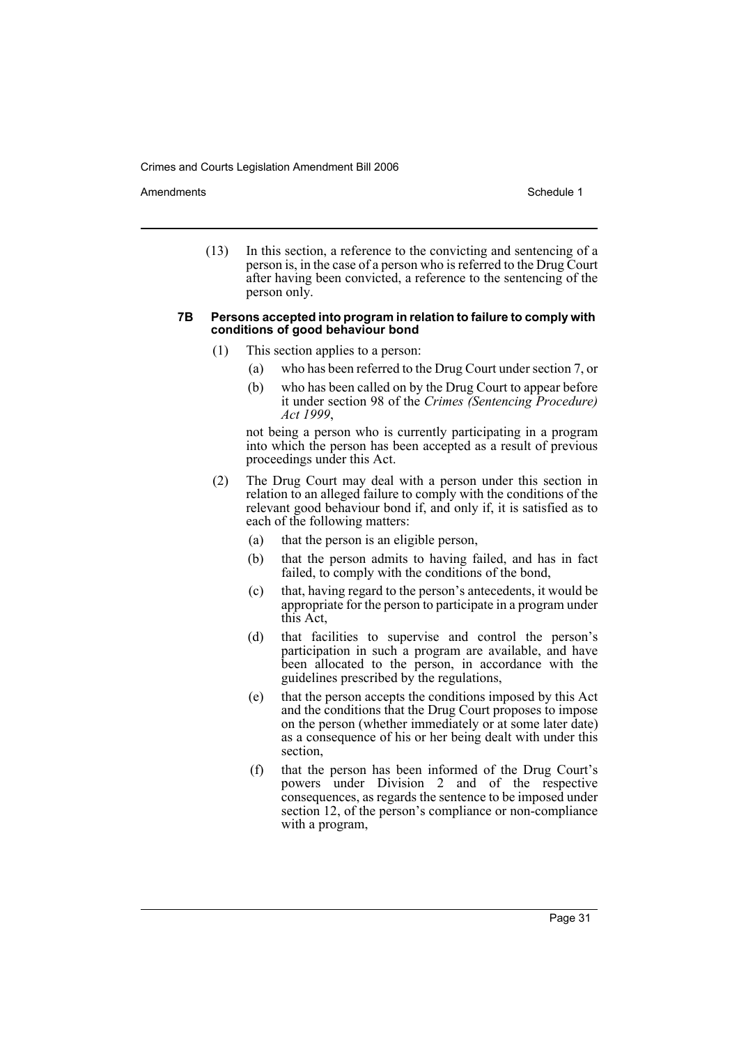(13) In this section, a reference to the convicting and sentencing of a person is, in the case of a person who is referred to the Drug Court after having been convicted, a reference to the sentencing of the person only.

#### 7B Persons accepted into program in relation to failure to comply with conditions of good behaviour bond

(1) This section applies to a person:

- (a) who has been referred to the Drug Court under section 7, or
- (b) who has been called on by the Drug Court to appear before it under section 98 of the *Crimes (Sentencing Procedure) Act 1999*,

not being a person who is currently participating in a program into which the person has been accepted as a result of previous proceedings under this Act.

(2) The Drug Court may deal with a person under this section in relation to an alleged failure to comply with the conditions of the relevant good behaviour bond if, and only if, it is satisfied as to each of the following matters:

- (a) that the person is an eligible person,
- (b) that the person admits to having failed, and has in fact failed, to comply with the conditions of the bond,
- (c) that, having regard to the person's antecedents, it would be appropriate for the person to participate in a program under this Act,
- (d) that facilities to supervise and control the person's participation in such a program are available, and have been allocated to the person, in accordance with the guidelines prescribed by the regulations,
- (e) that the person accepts the conditions imposed by this Act and the conditions that the Drug Court proposes to impose on the person (whether immediately or at some later date) as a consequence of his or her being dealt with under this section,
- (f) that the person has been informed of the Drug Court's powers under Division 2 and of the respective consequences, as regards the sentence to be imposed under section 12, of the person's compliance or non-compliance with a program,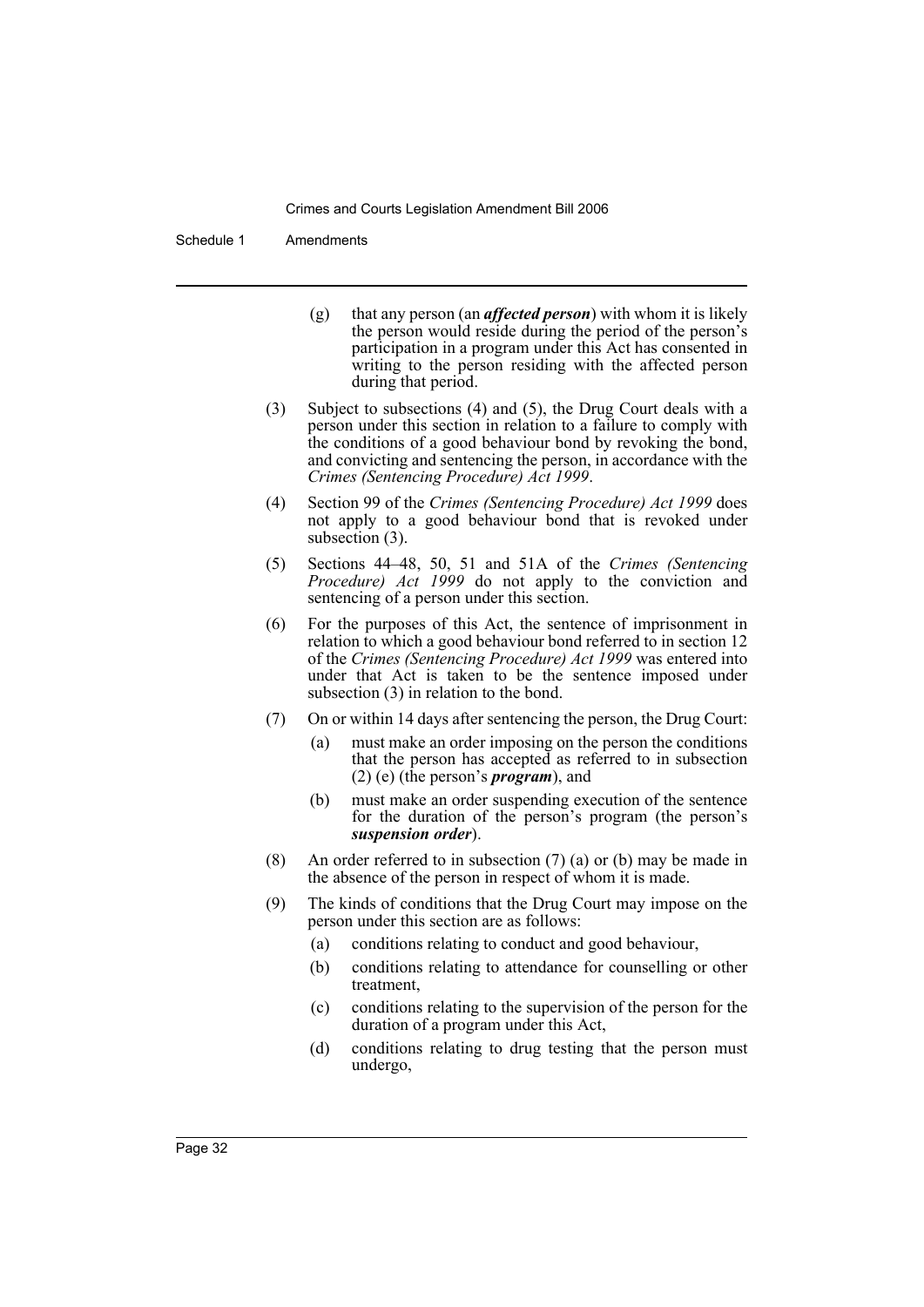(g) that any person (an ***affected person***) with whom it is likely the person would reside during the period of the person's participation in a program under this Act has consented in writing to the person residing with the affected person during that period.

(3) Subject to subsections (4) and (5), the Drug Court deals with a person under this section in relation to a failure to comply with the conditions of a good behaviour bond by revoking the bond, and convicting and sentencing the person, in accordance with the *Crimes (Sentencing Procedure) Act 1999*.

(4) Section 99 of the *Crimes (Sentencing Procedure) Act 1999* does not apply to a good behaviour bond that is revoked under subsection (3).

(5) Sections 44–48, 50, 51 and 51A of the *Crimes (Sentencing Procedure) Act 1999* do not apply to the conviction and sentencing of a person under this section.

(6) For the purposes of this Act, the sentence of imprisonment in relation to which a good behaviour bond referred to in section 12 of the *Crimes (Sentencing Procedure) Act 1999* was entered into under that Act is taken to be the sentence imposed under subsection (3) in relation to the bond.

(7) On or within 14 days after sentencing the person, the Drug Court:

(a) must make an order imposing on the person the conditions that the person has accepted as referred to in subsection (2) (e) (the person's ***program***), and

(b) must make an order suspending execution of the sentence for the duration of the person's program (the person's ***suspension order***).

(8) An order referred to in subsection (7) (a) or (b) may be made in the absence of the person in respect of whom it is made.

(9) The kinds of conditions that the Drug Court may impose on the person under this section are as follows:

(a) conditions relating to conduct and good behaviour,

(b) conditions relating to attendance for counselling or other treatment,

(c) conditions relating to the supervision of the person for the duration of a program under this Act,

(d) conditions relating to drug testing that the person must undergo,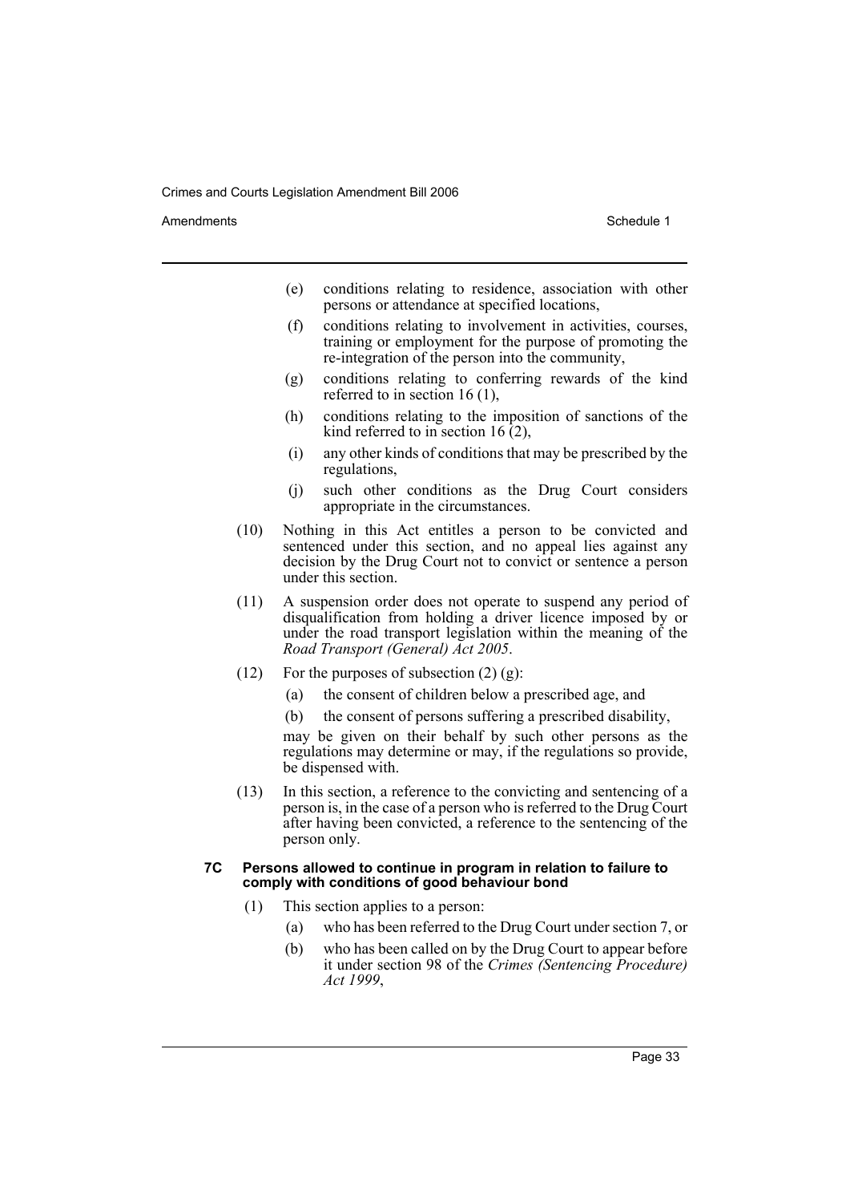(e) conditions relating to residence, association with other persons or attendance at specified locations,

(f) conditions relating to involvement in activities, courses, training or employment for the purpose of promoting the re-integration of the person into the community,

(g) conditions relating to conferring rewards of the kind referred to in section 16 (1),

(h) conditions relating to the imposition of sanctions of the kind referred to in section 16 (2),

(i) any other kinds of conditions that may be prescribed by the regulations,

(j) such other conditions as the Drug Court considers appropriate in the circumstances.

(10) Nothing in this Act entitles a person to be convicted and sentenced under this section, and no appeal lies against any decision by the Drug Court not to convict or sentence a person under this section.

(11) A suspension order does not operate to suspend any period of disqualification from holding a driver licence imposed by or under the road transport legislation within the meaning of the *Road Transport (General) Act 2005*.

(12) For the purposes of subsection (2) (g):

(a) the consent of children below a prescribed age, and

(b) the consent of persons suffering a prescribed disability,

may be given on their behalf by such other persons as the regulations may determine or may, if the regulations so provide, be dispensed with.

(13) In this section, a reference to the convicting and sentencing of a person is, in the case of a person who is referred to the Drug Court after having been convicted, a reference to the sentencing of the person only.

**7C Persons allowed to continue in program in relation to failure to comply with conditions of good behaviour bond**

(1) This section applies to a person:

(a) who has been referred to the Drug Court under section 7, or

(b) who has been called on by the Drug Court to appear before it under section 98 of the *Crimes (Sentencing Procedure) Act 1999*,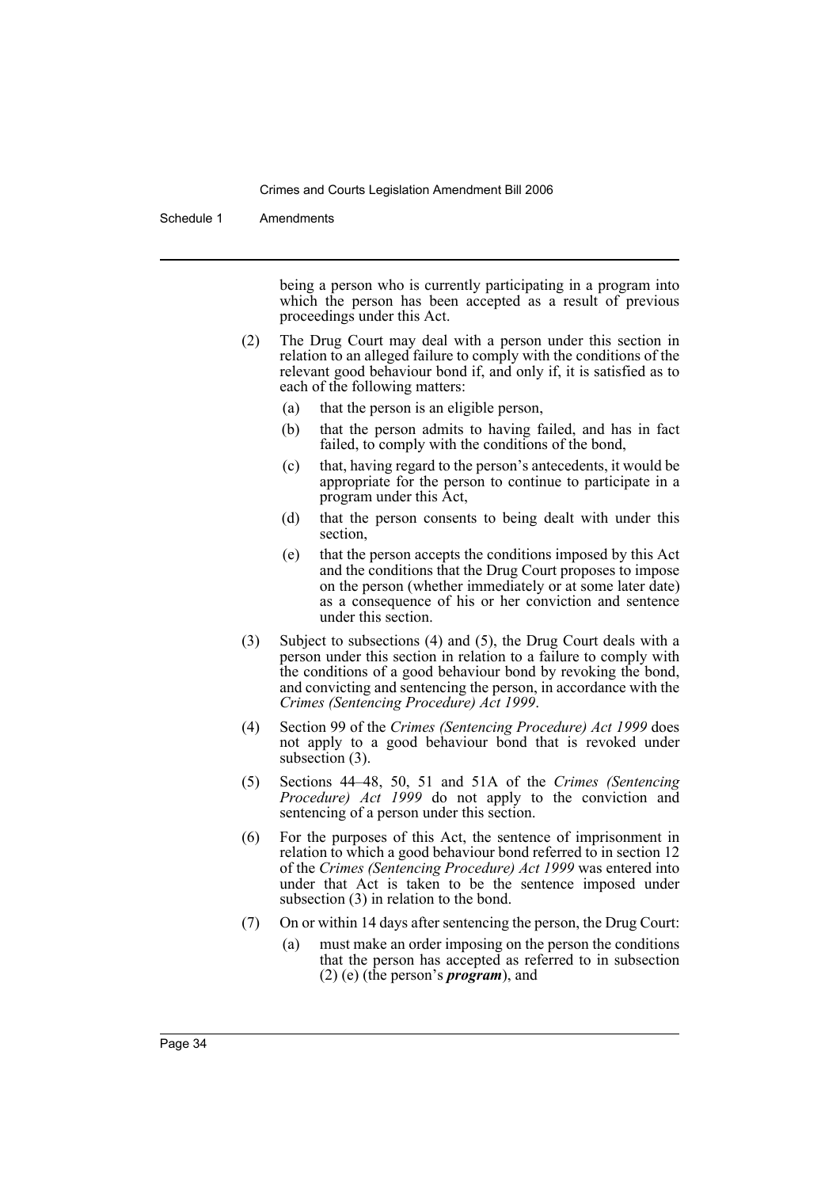being a person who is currently participating in a program into which the person has been accepted as a result of previous proceedings under this Act.

(2) The Drug Court may deal with a person under this section in relation to an alleged failure to comply with the conditions of the relevant good behaviour bond if, and only if, it is satisfied as to each of the following matters:

(a) that the person is an eligible person,

(b) that the person admits to having failed, and has in fact failed, to comply with the conditions of the bond,

(c) that, having regard to the person's antecedents, it would be appropriate for the person to continue to participate in a program under this Act,

(d) that the person consents to being dealt with under this section,

(e) that the person accepts the conditions imposed by this Act and the conditions that the Drug Court proposes to impose on the person (whether immediately or at some later date) as a consequence of his or her conviction and sentence under this section.

(3) Subject to subsections (4) and (5), the Drug Court deals with a person under this section in relation to a failure to comply with the conditions of a good behaviour bond by revoking the bond, and convicting and sentencing the person, in accordance with the *Crimes (Sentencing Procedure) Act 1999*.

(4) Section 99 of the *Crimes (Sentencing Procedure) Act 1999* does not apply to a good behaviour bond that is revoked under subsection (3).

(5) Sections 44–48, 50, 51 and 51A of the *Crimes (Sentencing Procedure) Act 1999* do not apply to the conviction and sentencing of a person under this section.

(6) For the purposes of this Act, the sentence of imprisonment in relation to which a good behaviour bond referred to in section 12 of the *Crimes (Sentencing Procedure) Act 1999* was entered into under that Act is taken to be the sentence imposed under subsection (3) in relation to the bond.

(7) On or within 14 days after sentencing the person, the Drug Court:

(a) must make an order imposing on the person the conditions that the person has accepted as referred to in subsection (2) (e) (the person's ***program***), and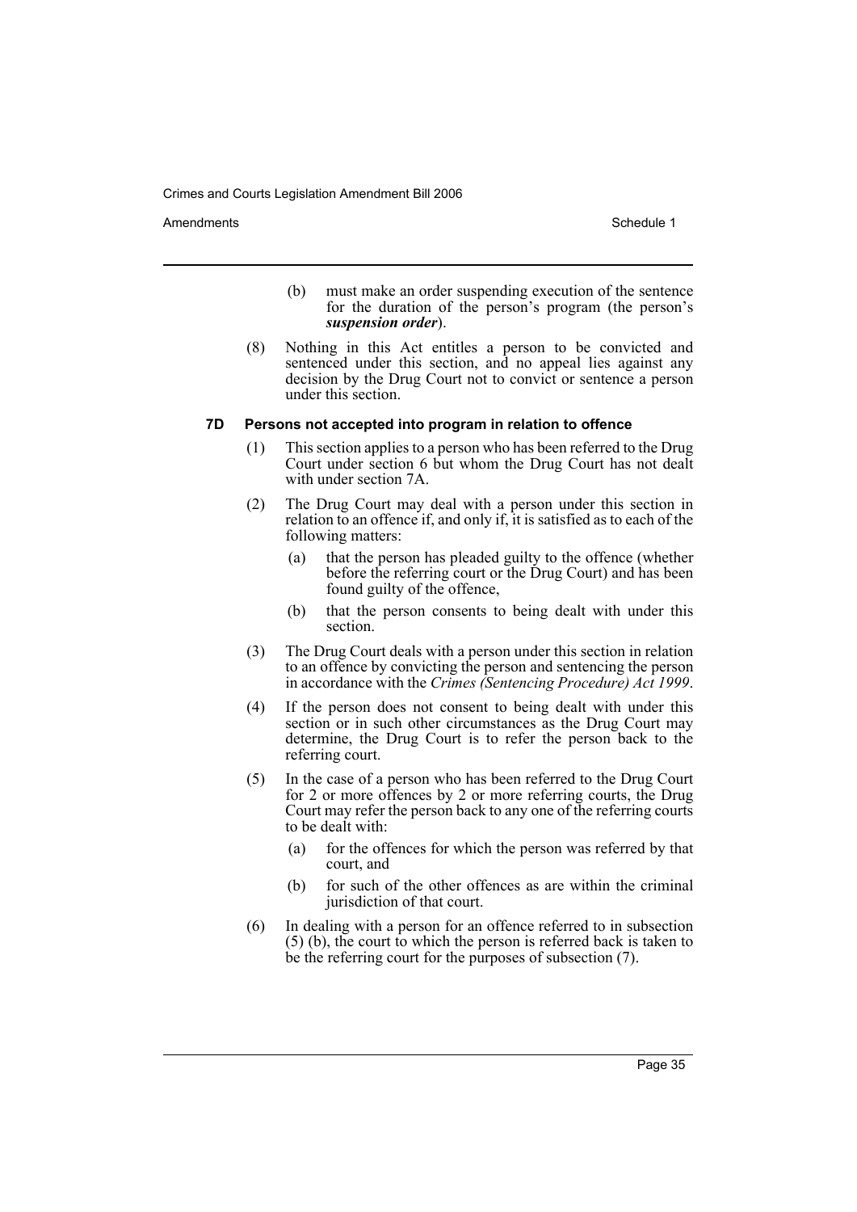(b) must make an order suspending execution of the sentence for the duration of the person's program (the person's ***suspension order***).

(8) Nothing in this Act entitles a person to be convicted and sentenced under this section, and no appeal lies against any decision by the Drug Court not to convict or sentence a person under this section.

### 7D Persons not accepted into program in relation to offence

(1) This section applies to a person who has been referred to the Drug Court under section 6 but whom the Drug Court has not dealt with under section 7A.

(2) The Drug Court may deal with a person under this section in relation to an offence if, and only if, it is satisfied as to each of the following matters:

(a) that the person has pleaded guilty to the offence (whether before the referring court or the Drug Court) and has been found guilty of the offence,

(b) that the person consents to being dealt with under this section.

(3) The Drug Court deals with a person under this section in relation to an offence by convicting the person and sentencing the person in accordance with the *Crimes (Sentencing Procedure) Act 1999*.

(4) If the person does not consent to being dealt with under this section or in such other circumstances as the Drug Court may determine, the Drug Court is to refer the person back to the referring court.

(5) In the case of a person who has been referred to the Drug Court for 2 or more offences by 2 or more referring courts, the Drug Court may refer the person back to any one of the referring courts to be dealt with:

(a) for the offences for which the person was referred by that court, and

(b) for such of the other offences as are within the criminal jurisdiction of that court.

(6) In dealing with a person for an offence referred to in subsection (5) (b), the court to which the person is referred back is taken to be the referring court for the purposes of subsection (7).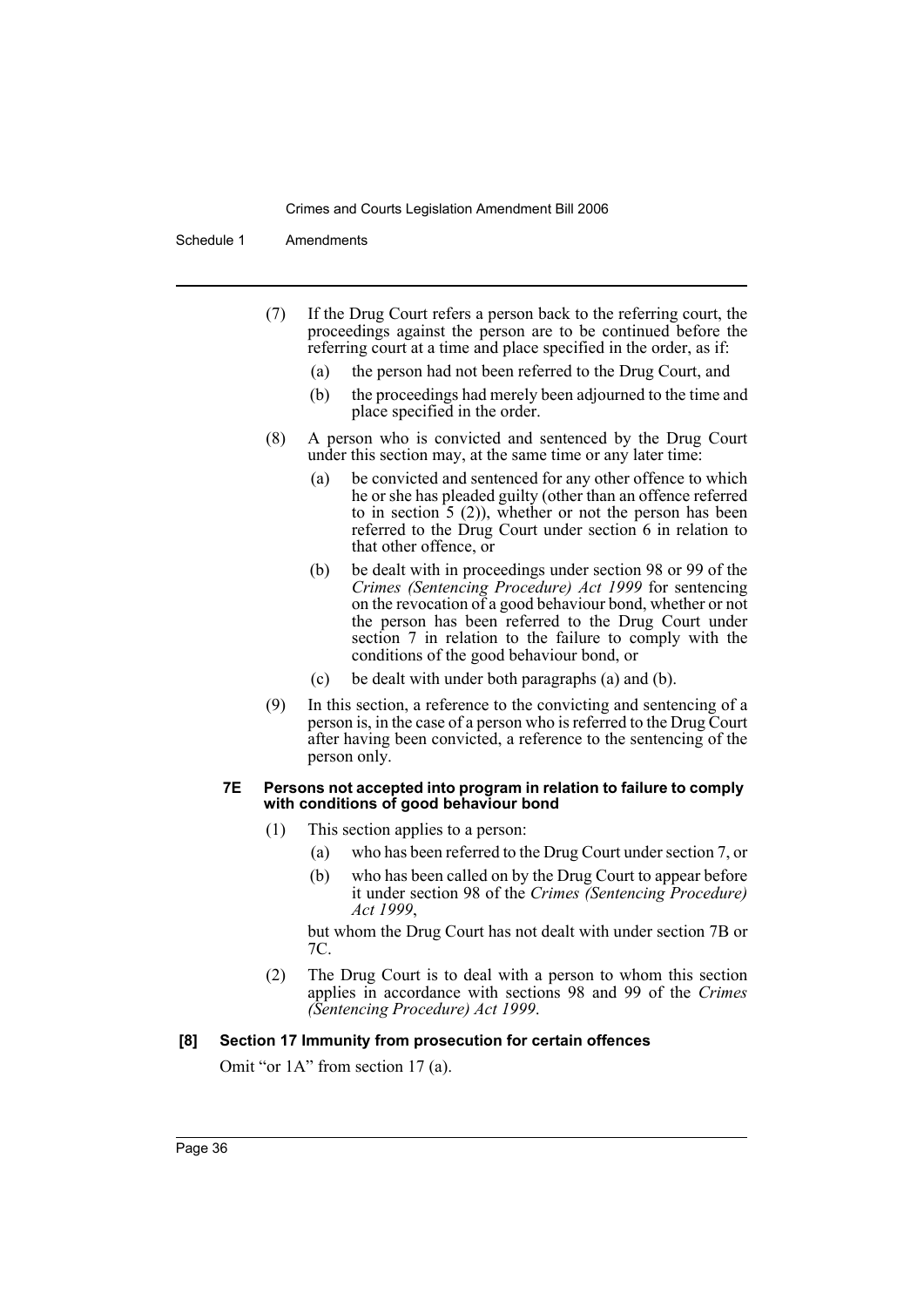(7) If the Drug Court refers a person back to the referring court, the proceedings against the person are to be continued before the referring court at a time and place specified in the order, as if:

(a) the person had not been referred to the Drug Court, and

(b) the proceedings had merely been adjourned to the time and place specified in the order.

(8) A person who is convicted and sentenced by the Drug Court under this section may, at the same time or any later time:

(a) be convicted and sentenced for any other offence to which he or she has pleaded guilty (other than an offence referred to in section 5 (2)), whether or not the person has been referred to the Drug Court under section 6 in relation to that other offence, or

(b) be dealt with in proceedings under section 98 or 99 of the *Crimes (Sentencing Procedure) Act 1999* for sentencing on the revocation of a good behaviour bond, whether or not the person has been referred to the Drug Court under section 7 in relation to the failure to comply with the conditions of the good behaviour bond, or

(c) be dealt with under both paragraphs (a) and (b).

(9) In this section, a reference to the convicting and sentencing of a person is, in the case of a person who is referred to the Drug Court after having been convicted, a reference to the sentencing of the person only.

**7E Persons not accepted into program in relation to failure to comply with conditions of good behaviour bond**

(1) This section applies to a person:

(a) who has been referred to the Drug Court under section 7, or

(b) who has been called on by the Drug Court to appear before it under section 98 of the *Crimes (Sentencing Procedure) Act 1999*,

but whom the Drug Court has not dealt with under section 7B or 7C.

(2) The Drug Court is to deal with a person to whom this section applies in accordance with sections 98 and 99 of the *Crimes (Sentencing Procedure) Act 1999*.

**[8] Section 17 Immunity from prosecution for certain offences**

Omit "or 1A" from section 17 (a).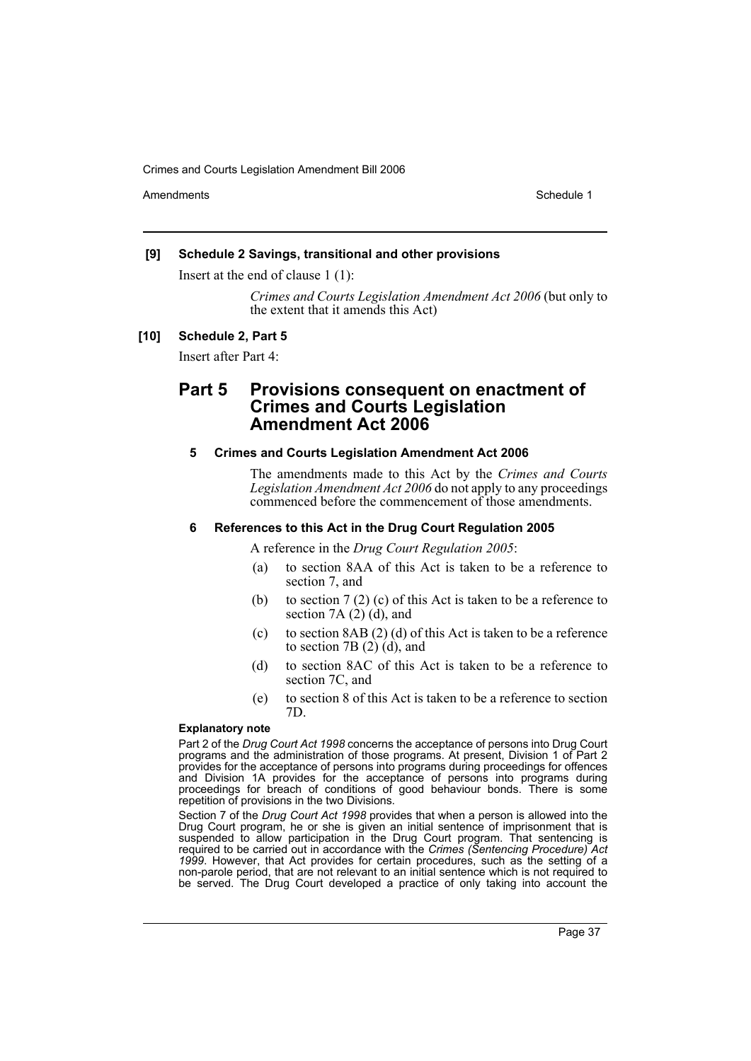**[9] Schedule 2 Savings, transitional and other provisions**

Insert at the end of clause 1 (1):

> *Crimes and Courts Legislation Amendment Act 2006* (but only to the extent that it amends this Act)

**[10] Schedule 2, Part 5**

Insert after Part 4:

## Part 5 Provisions consequent on enactment of Crimes and Courts Legislation Amendment Act 2006

### 5 Crimes and Courts Legislation Amendment Act 2006

The amendments made to this Act by the *Crimes and Courts Legislation Amendment Act 2006* do not apply to any proceedings commenced before the commencement of those amendments.

### 6 References to this Act in the Drug Court Regulation 2005

A reference in the *Drug Court Regulation 2005*:

(a) to section 8AA of this Act is taken to be a reference to section 7, and

(b) to section 7 (2) (c) of this Act is taken to be a reference to section 7A (2) (d), and

(c) to section 8AB (2) (d) of this Act is taken to be a reference to section 7B (2) (d), and

(d) to section 8AC of this Act is taken to be a reference to section 7C, and

(e) to section 8 of this Act is taken to be a reference to section 7D.

**Explanatory note**

Part 2 of the *Drug Court Act 1998* concerns the acceptance of persons into Drug Court programs and the administration of those programs. At present, Division 1 of Part 2 provides for the acceptance of persons into programs during proceedings for offences and Division 1A provides for the acceptance of persons into programs during proceedings for breach of conditions of good behaviour bonds. There is some repetition of provisions in the two Divisions.

Section 7 of the *Drug Court Act 1998* provides that when a person is allowed into the Drug Court program, he or she is given an initial sentence of imprisonment that is suspended to allow participation in the Drug Court program. That sentencing is required to be carried out in accordance with the *Crimes (Sentencing Procedure) Act 1999*. However, that Act provides for certain procedures, such as the setting of a non-parole period, that are not relevant to an initial sentence which is not required to be served. The Drug Court developed a practice of only taking into account the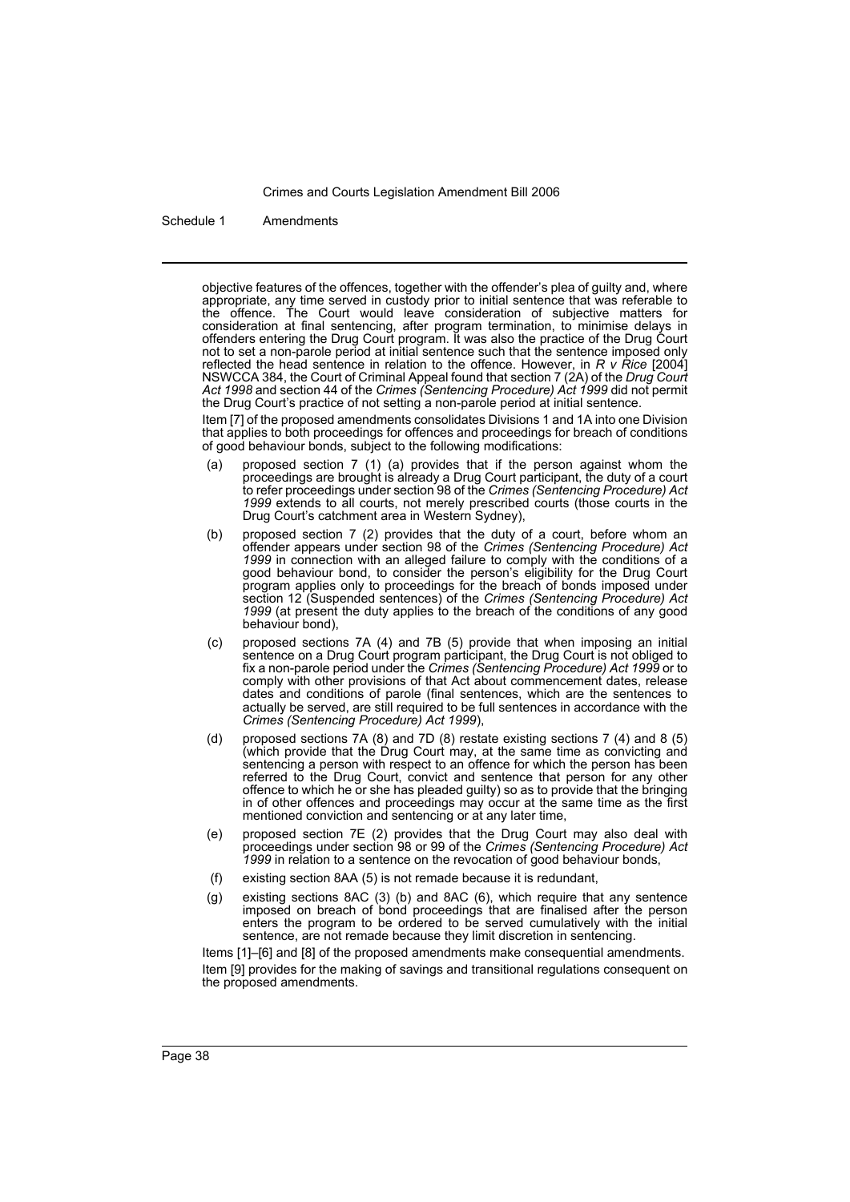objective features of the offences, together with the offender's plea of guilty and, where appropriate, any time served in custody prior to initial sentence that was referable to the offence. The Court would leave consideration of subjective matters for consideration at final sentencing, after program termination, to minimise delays in offenders entering the Drug Court program. It was also the practice of the Drug Court not to set a non-parole period at initial sentence such that the sentence imposed only reflected the head sentence in relation to the offence. However, in *R v Rice* [2004] NSWCCA 384, the Court of Criminal Appeal found that section 7 (2A) of the *Drug Court Act 1998* and section 44 of the *Crimes (Sentencing Procedure) Act 1999* did not permit the Drug Court's practice of not setting a non-parole period at initial sentence.

Item [7] of the proposed amendments consolidates Divisions 1 and 1A into one Division that applies to both proceedings for offences and proceedings for breach of conditions of good behaviour bonds, subject to the following modifications:

(a) proposed section 7 (1) (a) provides that if the person against whom the proceedings are brought is already a Drug Court participant, the duty of a court to refer proceedings under section 98 of the *Crimes (Sentencing Procedure) Act 1999* extends to all courts, not merely prescribed courts (those courts in the Drug Court's catchment area in Western Sydney),

(b) proposed section 7 (2) provides that the duty of a court, before whom an offender appears under section 98 of the *Crimes (Sentencing Procedure) Act 1999* in connection with an alleged failure to comply with the conditions of a good behaviour bond, to consider the person's eligibility for the Drug Court program applies only to proceedings for the breach of bonds imposed under section 12 (Suspended sentences) of the *Crimes (Sentencing Procedure) Act 1999* (at present the duty applies to the breach of the conditions of any good behaviour bond),

(c) proposed sections 7A (4) and 7B (5) provide that when imposing an initial sentence on a Drug Court program participant, the Drug Court is not obliged to fix a non-parole period under the *Crimes (Sentencing Procedure) Act 1999* or to comply with other provisions of that Act about commencement dates, release dates and conditions of parole (final sentences, which are the sentences to actually be served, are still required to be full sentences in accordance with the *Crimes (Sentencing Procedure) Act 1999*),

(d) proposed sections 7A (8) and 7D (8) restate existing sections 7 (4) and 8 (5) (which provide that the Drug Court may, at the same time as convicting and sentencing a person with respect to an offence for which the person has been referred to the Drug Court, convict and sentence that person for any other offence to which he or she has pleaded guilty) so as to provide that the bringing in of other offences and proceedings may occur at the same time as the first mentioned conviction and sentencing or at any later time,

(e) proposed section 7E (2) provides that the Drug Court may also deal with proceedings under section 98 or 99 of the *Crimes (Sentencing Procedure) Act 1999* in relation to a sentence on the revocation of good behaviour bonds,

(f) existing section 8AA (5) is not remade because it is redundant,

(g) existing sections 8AC (3) (b) and 8AC (6), which require that any sentence imposed on breach of bond proceedings that are finalised after the person enters the program to be ordered to be served cumulatively with the initial sentence, are not remade because they limit discretion in sentencing.

Items [1]–[6] and [8] of the proposed amendments make consequential amendments.

Item [9] provides for the making of savings and transitional regulations consequent on the proposed amendments.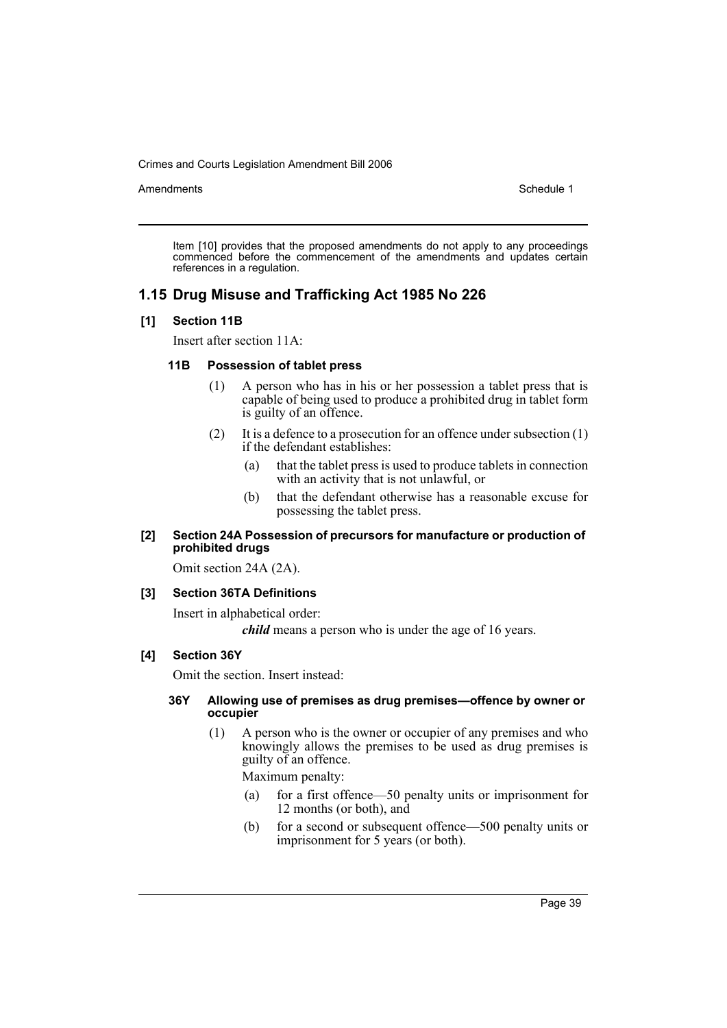Item [10] provides that the proposed amendments do not apply to any proceedings commenced before the commencement of the amendments and updates certain references in a regulation.

## 1.15 Drug Misuse and Trafficking Act 1985 No 226

### [1] Section 11B

Insert after section 11A:

#### 11B Possession of tablet press

(1) A person who has in his or her possession a tablet press that is capable of being used to produce a prohibited drug in tablet form is guilty of an offence.

(2) It is a defence to a prosecution for an offence under subsection (1) if the defendant establishes:

(a) that the tablet press is used to produce tablets in connection with an activity that is not unlawful, or

(b) that the defendant otherwise has a reasonable excuse for possessing the tablet press.

### [2] Section 24A Possession of precursors for manufacture or production of prohibited drugs

Omit section 24A (2A).

### [3] Section 36TA Definitions

Insert in alphabetical order:

***child*** means a person who is under the age of 16 years.

### [4] Section 36Y

Omit the section. Insert instead:

#### 36Y Allowing use of premises as drug premises—offence by owner or occupier

(1) A person who is the owner or occupier of any premises and who knowingly allows the premises to be used as drug premises is guilty of an offence.

Maximum penalty:

(a) for a first offence—50 penalty units or imprisonment for 12 months (or both), and

(b) for a second or subsequent offence—500 penalty units or imprisonment for 5 years (or both).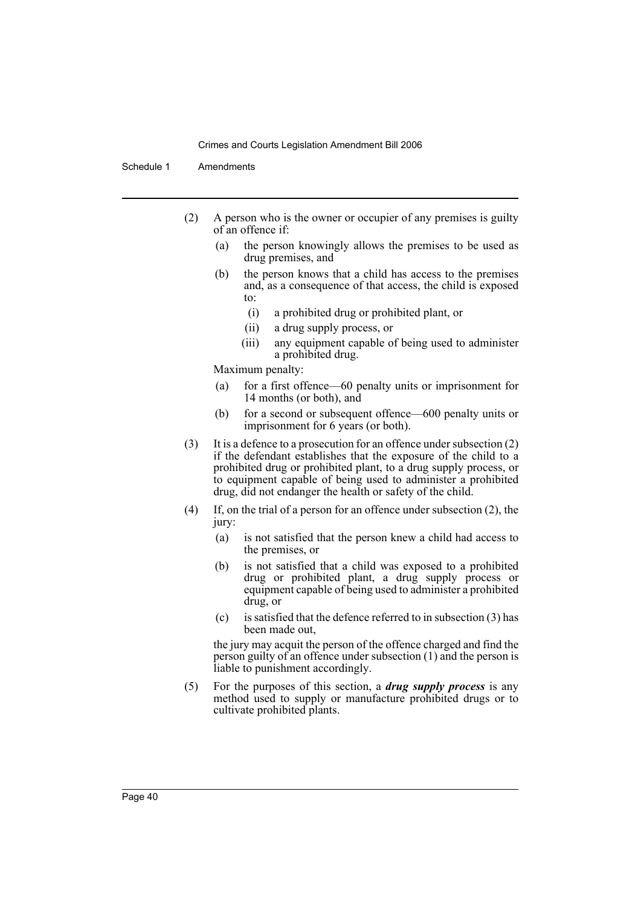(2) A person who is the owner or occupier of any premises is guilty of an offence if:

- (a) the person knowingly allows the premises to be used as drug premises, and
- (b) the person knows that a child has access to the premises and, as a consequence of that access, the child is exposed to:
  - (i) a prohibited drug or prohibited plant, or
  - (ii) a drug supply process, or
  - (iii) any equipment capable of being used to administer a prohibited drug.

Maximum penalty:

- (a) for a first offence—60 penalty units or imprisonment for 14 months (or both), and
- (b) for a second or subsequent offence—600 penalty units or imprisonment for 6 years (or both).

(3) It is a defence to a prosecution for an offence under subsection (2) if the defendant establishes that the exposure of the child to a prohibited drug or prohibited plant, to a drug supply process, or to equipment capable of being used to administer a prohibited drug, did not endanger the health or safety of the child.

(4) If, on the trial of a person for an offence under subsection (2), the jury:

- (a) is not satisfied that the person knew a child had access to the premises, or
- (b) is not satisfied that a child was exposed to a prohibited drug or prohibited plant, a drug supply process or equipment capable of being used to administer a prohibited drug, or
- (c) is satisfied that the defence referred to in subsection (3) has been made out,

the jury may acquit the person of the offence charged and find the person guilty of an offence under subsection (1) and the person is liable to punishment accordingly.

(5) For the purposes of this section, a ***drug supply process*** is any method used to supply or manufacture prohibited drugs or to cultivate prohibited plants.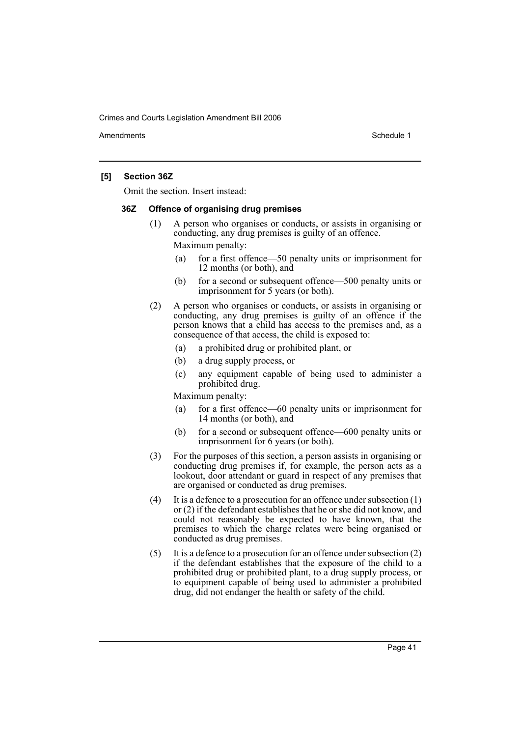### [5] Section 36Z

Omit the section. Insert instead:

#### 36Z Offence of organising drug premises

(1) A person who organises or conducts, or assists in organising or conducting, any drug premises is guilty of an offence.

Maximum penalty:

(a) for a first offence—50 penalty units or imprisonment for 12 months (or both), and

(b) for a second or subsequent offence—500 penalty units or imprisonment for 5 years (or both).

(2) A person who organises or conducts, or assists in organising or conducting, any drug premises is guilty of an offence if the person knows that a child has access to the premises and, as a consequence of that access, the child is exposed to:

(a) a prohibited drug or prohibited plant, or

(b) a drug supply process, or

(c) any equipment capable of being used to administer a prohibited drug.

Maximum penalty:

(a) for a first offence—60 penalty units or imprisonment for 14 months (or both), and

(b) for a second or subsequent offence—600 penalty units or imprisonment for 6 years (or both).

(3) For the purposes of this section, a person assists in organising or conducting drug premises if, for example, the person acts as a lookout, door attendant or guard in respect of any premises that are organised or conducted as drug premises.

(4) It is a defence to a prosecution for an offence under subsection (1) or (2) if the defendant establishes that he or she did not know, and could not reasonably be expected to have known, that the premises to which the charge relates were being organised or conducted as drug premises.

(5) It is a defence to a prosecution for an offence under subsection (2) if the defendant establishes that the exposure of the child to a prohibited drug or prohibited plant, to a drug supply process, or to equipment capable of being used to administer a prohibited drug, did not endanger the health or safety of the child.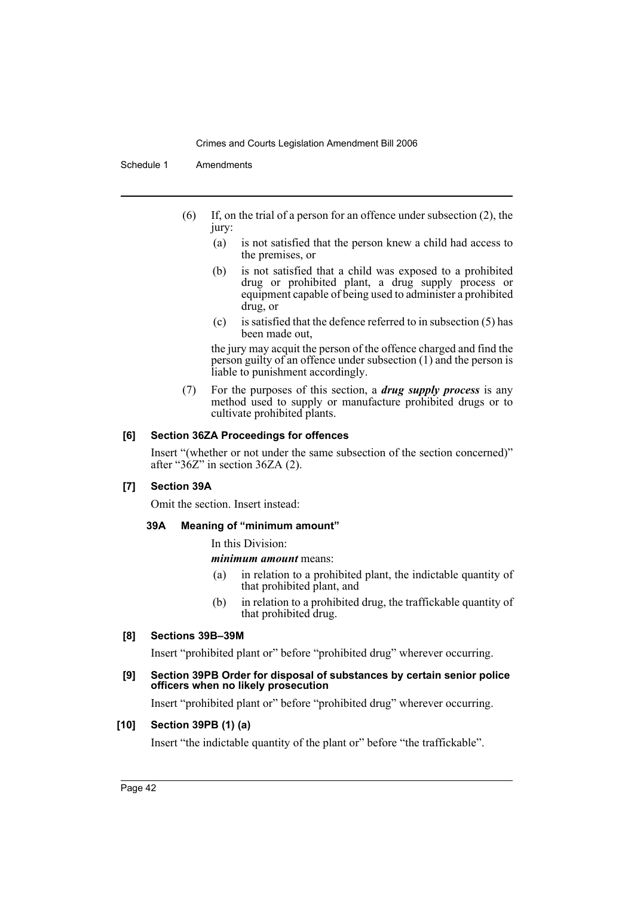(6) If, on the trial of a person for an offence under subsection (2), the jury:

(a) is not satisfied that the person knew a child had access to the premises, or

(b) is not satisfied that a child was exposed to a prohibited drug or prohibited plant, a drug supply process or equipment capable of being used to administer a prohibited drug, or

(c) is satisfied that the defence referred to in subsection (5) has been made out,

the jury may acquit the person of the offence charged and find the person guilty of an offence under subsection (1) and the person is liable to punishment accordingly.

(7) For the purposes of this section, a ***drug supply process*** is any method used to supply or manufacture prohibited drugs or to cultivate prohibited plants.

#### [6] Section 36ZA Proceedings for offences

Insert "(whether or not under the same subsection of the section concerned)" after "36Z" in section 36ZA (2).

#### [7] Section 39A

Omit the section. Insert instead:

##### 39A Meaning of "minimum amount"

In this Division:

***minimum amount*** means:

(a) in relation to a prohibited plant, the indictable quantity of that prohibited plant, and

(b) in relation to a prohibited drug, the traffickable quantity of that prohibited drug.

#### [8] Sections 39B–39M

Insert "prohibited plant or" before "prohibited drug" wherever occurring.

#### [9] Section 39PB Order for disposal of substances by certain senior police officers when no likely prosecution

Insert "prohibited plant or" before "prohibited drug" wherever occurring.

#### [10] Section 39PB (1) (a)

Insert "the indictable quantity of the plant or" before "the traffickable".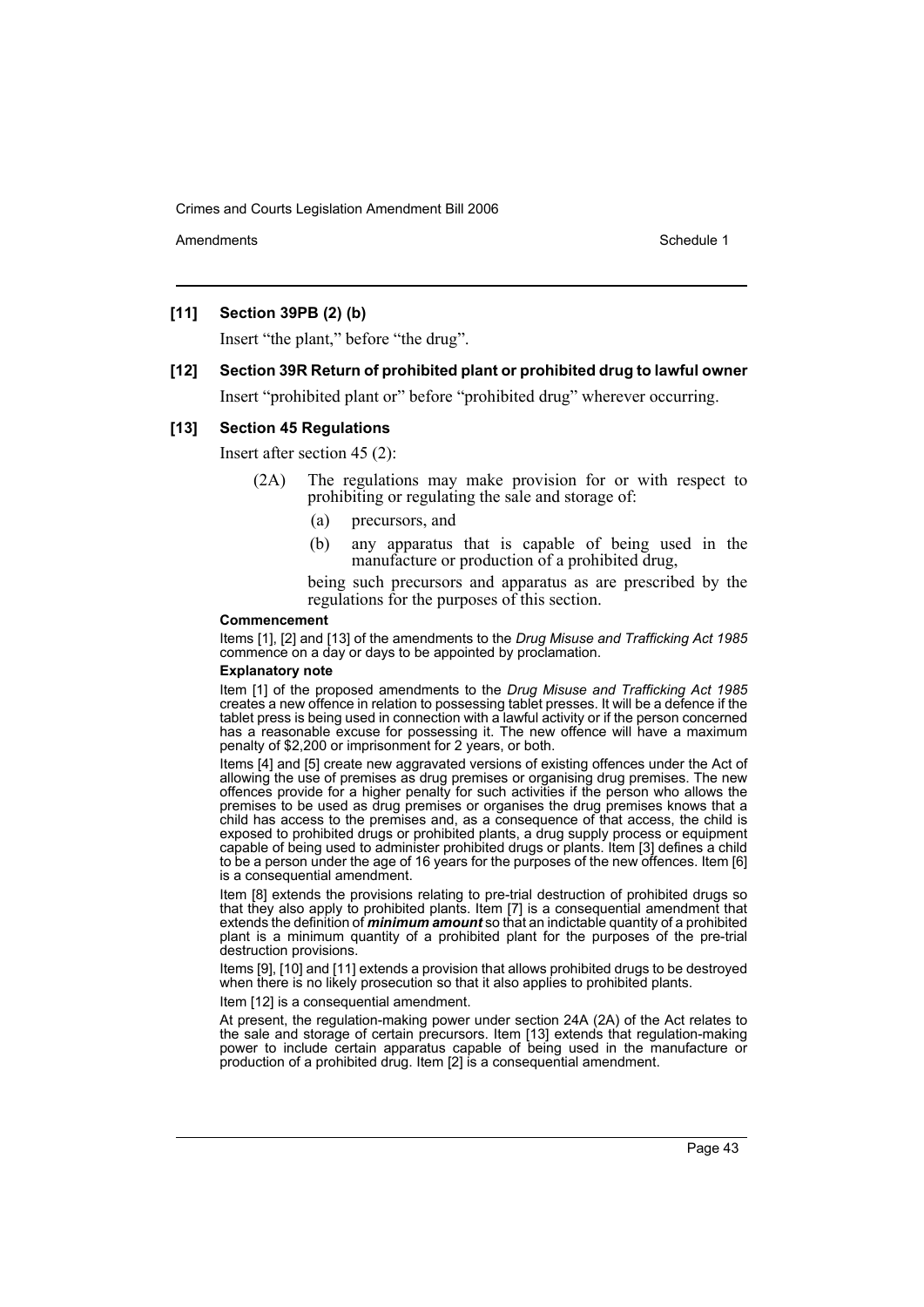### [11] Section 39PB (2) (b)

Insert "the plant," before "the drug".

### [12] Section 39R Return of prohibited plant or prohibited drug to lawful owner

Insert "prohibited plant or" before "prohibited drug" wherever occurring.

### [13] Section 45 Regulations

Insert after section 45 (2):

> (2A) The regulations may make provision for or with respect to prohibiting or regulating the sale and storage of:
>
> (a) precursors, and
>
> (b) any apparatus that is capable of being used in the manufacture or production of a prohibited drug,
>
> being such precursors and apparatus as are prescribed by the regulations for the purposes of this section.

**Commencement**

Items [1], [2] and [13] of the amendments to the *Drug Misuse and Trafficking Act 1985* commence on a day or days to be appointed by proclamation.

**Explanatory note**

Item [1] of the proposed amendments to the *Drug Misuse and Trafficking Act 1985* creates a new offence in relation to possessing tablet presses. It will be a defence if the tablet press is being used in connection with a lawful activity or if the person concerned has a reasonable excuse for possessing it. The new offence will have a maximum penalty of $2,200 or imprisonment for 2 years, or both.

Items [4] and [5] create new aggravated versions of existing offences under the Act of allowing the use of premises as drug premises or organising drug premises. The new offences provide for a higher penalty for such activities if the person who allows the premises to be used as drug premises or organises the drug premises knows that a child has access to the premises and, as a consequence of that access, the child is exposed to prohibited drugs or prohibited plants, a drug supply process or equipment capable of being used to administer prohibited drugs or plants. Item [3] defines a child to be a person under the age of 16 years for the purposes of the new offences. Item [6] is a consequential amendment.

Item [8] extends the provisions relating to pre-trial destruction of prohibited drugs so that they also apply to prohibited plants. Item [7] is a consequential amendment that extends the definition of ***minimum amount*** so that an indictable quantity of a prohibited plant is a minimum quantity of a prohibited plant for the purposes of the pre-trial destruction provisions.

Items [9], [10] and [11] extends a provision that allows prohibited drugs to be destroyed when there is no likely prosecution so that it also applies to prohibited plants.

Item [12] is a consequential amendment.

At present, the regulation-making power under section 24A (2A) of the Act relates to the sale and storage of certain precursors. Item [13] extends that regulation-making power to include certain apparatus capable of being used in the manufacture or production of a prohibited drug. Item [2] is a consequential amendment.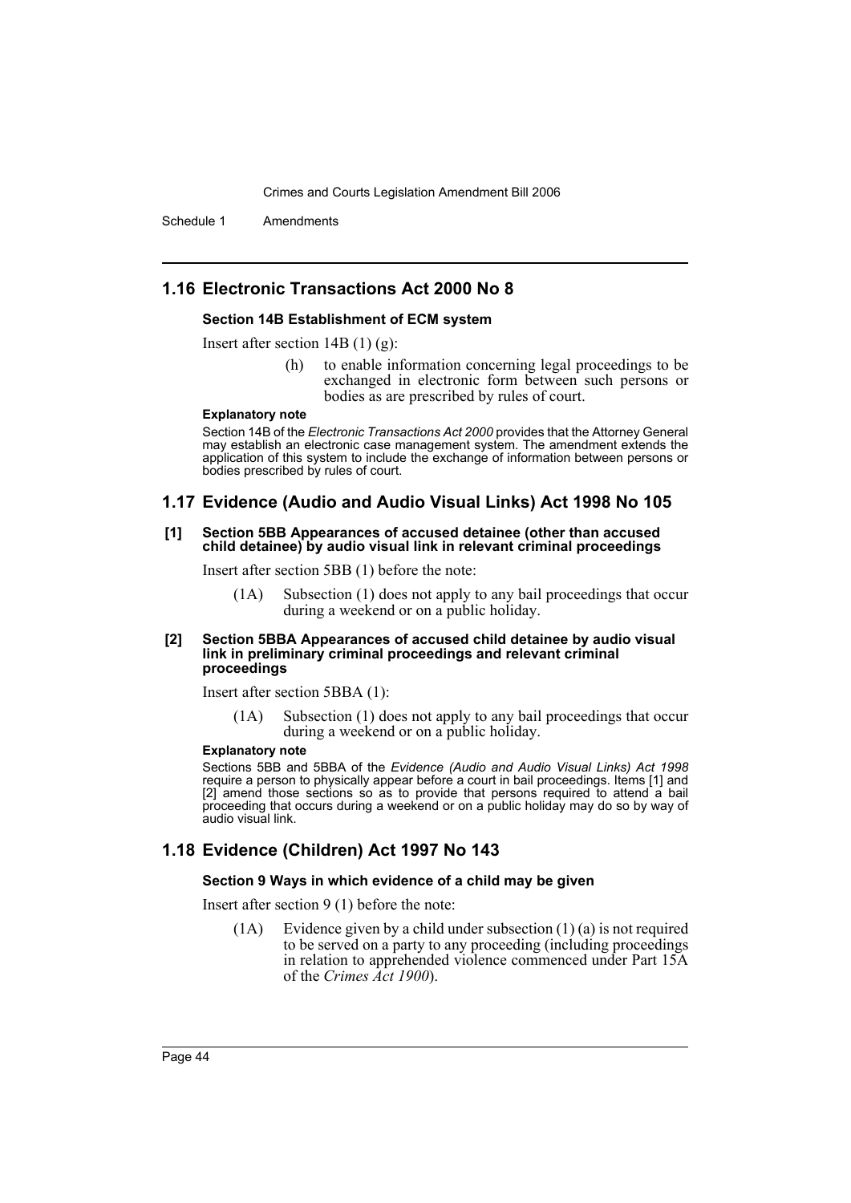## 1.16 Electronic Transactions Act 2000 No 8

**Section 14B Establishment of ECM system**

Insert after section 14B (1) (g):

> (h) to enable information concerning legal proceedings to be exchanged in electronic form between such persons or bodies as are prescribed by rules of court.

**Explanatory note**

Section 14B of the *Electronic Transactions Act 2000* provides that the Attorney General may establish an electronic case management system. The amendment extends the application of this system to include the exchange of information between persons or bodies prescribed by rules of court.

## 1.17 Evidence (Audio and Audio Visual Links) Act 1998 No 105

**[1] Section 5BB Appearances of accused detainee (other than accused child detainee) by audio visual link in relevant criminal proceedings**

Insert after section 5BB (1) before the note:

> (1A) Subsection (1) does not apply to any bail proceedings that occur during a weekend or on a public holiday.

**[2] Section 5BBA Appearances of accused child detainee by audio visual link in preliminary criminal proceedings and relevant criminal proceedings**

Insert after section 5BBA (1):

> (1A) Subsection (1) does not apply to any bail proceedings that occur during a weekend or on a public holiday.

**Explanatory note**

Sections 5BB and 5BBA of the *Evidence (Audio and Audio Visual Links) Act 1998* require a person to physically appear before a court in bail proceedings. Items [1] and [2] amend those sections so as to provide that persons required to attend a bail proceeding that occurs during a weekend or on a public holiday may do so by way of audio visual link.

## 1.18 Evidence (Children) Act 1997 No 143

**Section 9 Ways in which evidence of a child may be given**

Insert after section 9 (1) before the note:

> (1A) Evidence given by a child under subsection (1) (a) is not required to be served on a party to any proceeding (including proceedings in relation to apprehended violence commenced under Part 15A of the *Crimes Act 1900*).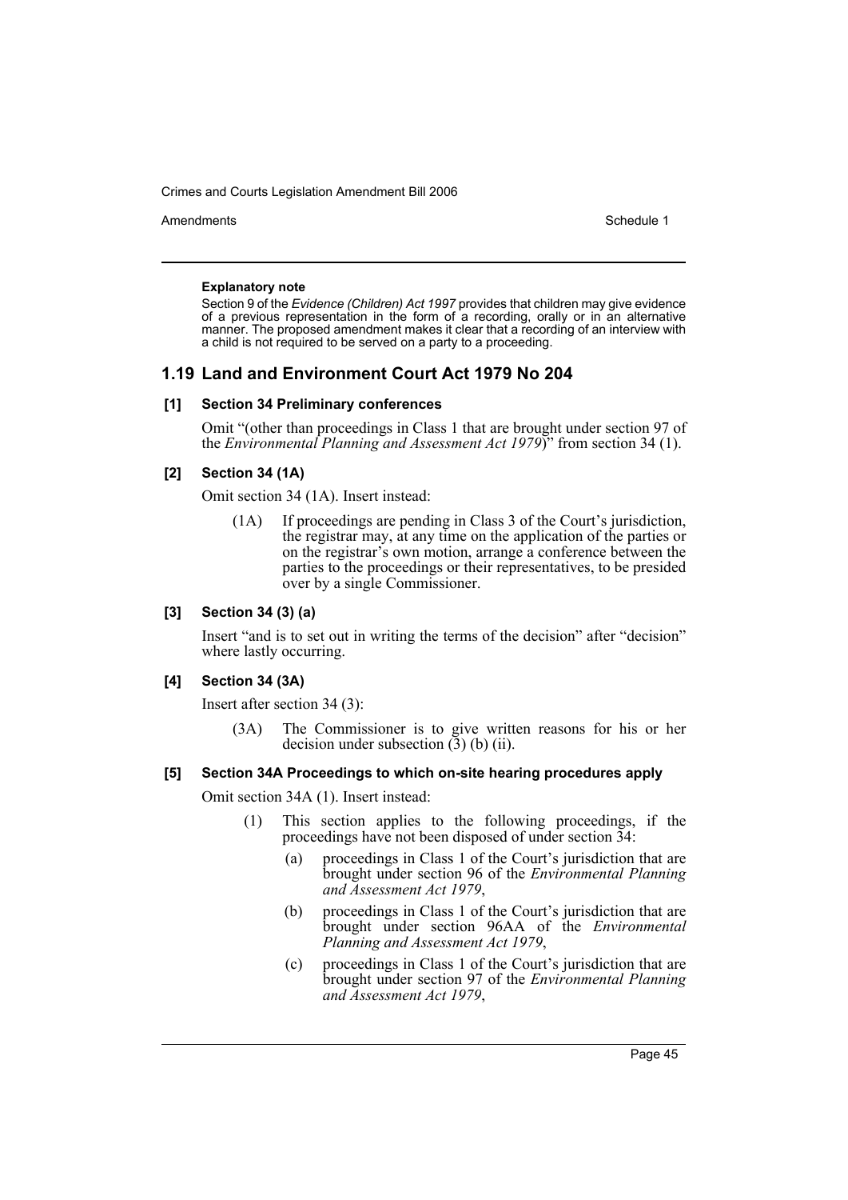**Explanatory note**

Section 9 of the *Evidence (Children) Act 1997* provides that children may give evidence of a previous representation in the form of a recording, orally or in an alternative manner. The proposed amendment makes it clear that a recording of an interview with a child is not required to be served on a party to a proceeding.

## 1.19 Land and Environment Court Act 1979 No 204

### [1] Section 34 Preliminary conferences

Omit "(other than proceedings in Class 1 that are brought under section 97 of the *Environmental Planning and Assessment Act 1979*)" from section 34 (1).

### [2] Section 34 (1A)

Omit section 34 (1A). Insert instead:

> (1A) If proceedings are pending in Class 3 of the Court's jurisdiction, the registrar may, at any time on the application of the parties or on the registrar's own motion, arrange a conference between the parties to the proceedings or their representatives, to be presided over by a single Commissioner.

### [3] Section 34 (3) (a)

Insert "and is to set out in writing the terms of the decision" after "decision" where lastly occurring.

### [4] Section 34 (3A)

Insert after section 34 (3):

> (3A) The Commissioner is to give written reasons for his or her decision under subsection (3) (b) (ii).

### [5] Section 34A Proceedings to which on-site hearing procedures apply

Omit section 34A (1). Insert instead:

> (1) This section applies to the following proceedings, if the proceedings have not been disposed of under section 34:
>
> (a) proceedings in Class 1 of the Court's jurisdiction that are brought under section 96 of the *Environmental Planning and Assessment Act 1979*,
>
> (b) proceedings in Class 1 of the Court's jurisdiction that are brought under section 96AA of the *Environmental Planning and Assessment Act 1979*,
>
> (c) proceedings in Class 1 of the Court's jurisdiction that are brought under section 97 of the *Environmental Planning and Assessment Act 1979*,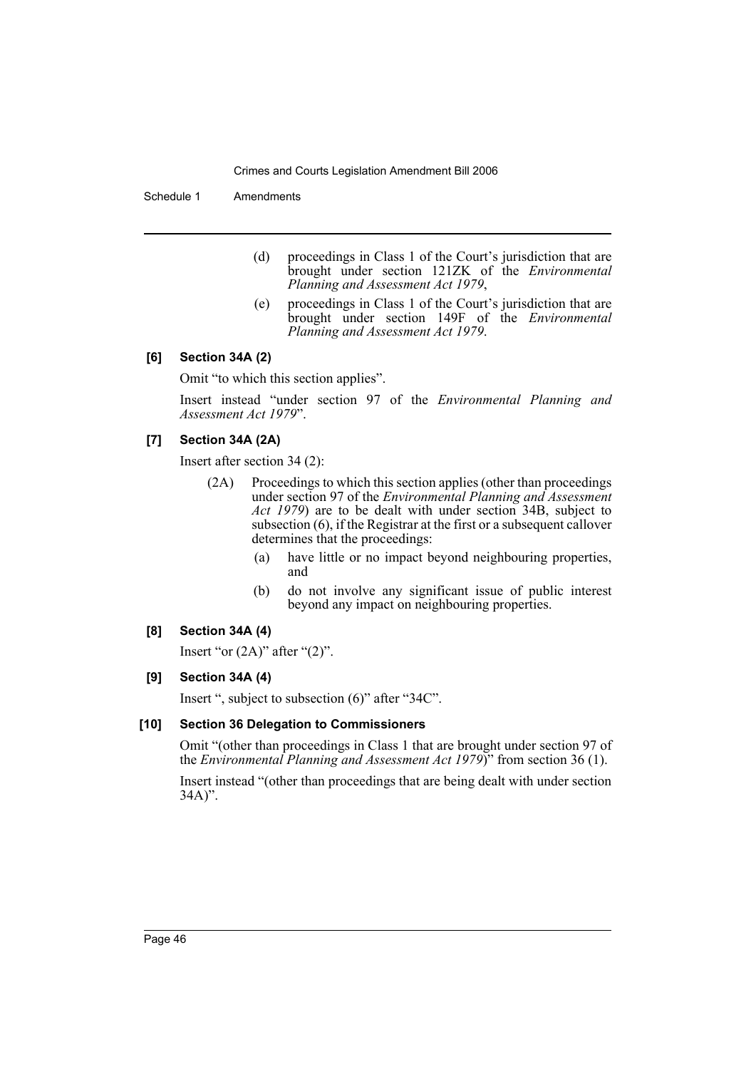(d) proceedings in Class 1 of the Court's jurisdiction that are brought under section 121ZK of the *Environmental Planning and Assessment Act 1979*,

(e) proceedings in Class 1 of the Court's jurisdiction that are brought under section 149F of the *Environmental Planning and Assessment Act 1979*.

#### [6] Section 34A (2)

Omit "to which this section applies".

Insert instead "under section 97 of the *Environmental Planning and Assessment Act 1979*".

#### [7] Section 34A (2A)

Insert after section 34 (2):

(2A) Proceedings to which this section applies (other than proceedings under section 97 of the *Environmental Planning and Assessment Act 1979*) are to be dealt with under section 34B, subject to subsection (6), if the Registrar at the first or a subsequent callover determines that the proceedings:

(a) have little or no impact beyond neighbouring properties, and

(b) do not involve any significant issue of public interest beyond any impact on neighbouring properties.

#### [8] Section 34A (4)

Insert "or (2A)" after "(2)".

#### [9] Section 34A (4)

Insert ", subject to subsection (6)" after "34C".

#### [10] Section 36 Delegation to Commissioners

Omit "(other than proceedings in Class 1 that are brought under section 97 of the *Environmental Planning and Assessment Act 1979*)" from section 36 (1).

Insert instead "(other than proceedings that are being dealt with under section 34A)".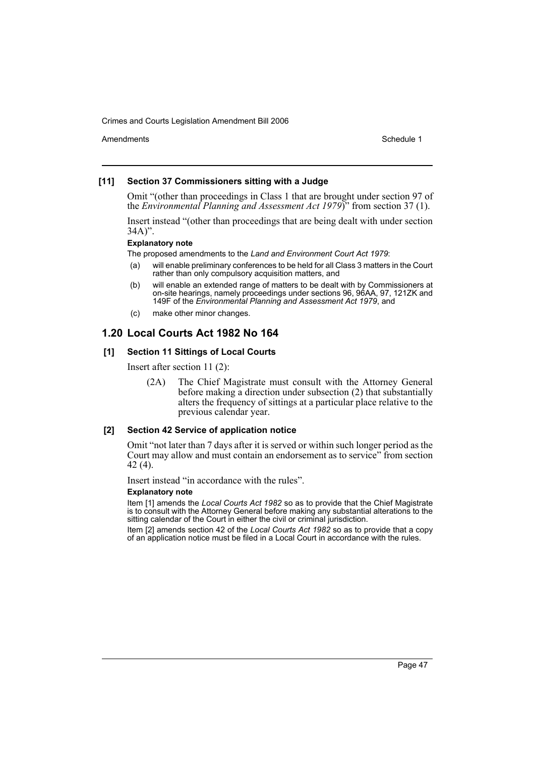### [11] Section 37 Commissioners sitting with a Judge

Omit "(other than proceedings in Class 1 that are brought under section 97 of the *Environmental Planning and Assessment Act 1979*)" from section 37 (1).

Insert instead "(other than proceedings that are being dealt with under section 34A)".

**Explanatory note**

The proposed amendments to the *Land and Environment Court Act 1979*:

(a) will enable preliminary conferences to be held for all Class 3 matters in the Court rather than only compulsory acquisition matters, and

(b) will enable an extended range of matters to be dealt with by Commissioners at on-site hearings, namely proceedings under sections 96, 96AA, 97, 121ZK and 149F of the *Environmental Planning and Assessment Act 1979*, and

(c) make other minor changes.

## 1.20 Local Courts Act 1982 No 164

### [1] Section 11 Sittings of Local Courts

Insert after section 11 (2):

> (2A) The Chief Magistrate must consult with the Attorney General before making a direction under subsection (2) that substantially alters the frequency of sittings at a particular place relative to the previous calendar year.

### [2] Section 42 Service of application notice

Omit "not later than 7 days after it is served or within such longer period as the Court may allow and must contain an endorsement as to service" from section 42 (4).

Insert instead "in accordance with the rules".

**Explanatory note**

Item [1] amends the *Local Courts Act 1982* so as to provide that the Chief Magistrate is to consult with the Attorney General before making any substantial alterations to the sitting calendar of the Court in either the civil or criminal jurisdiction.

Item [2] amends section 42 of the *Local Courts Act 1982* so as to provide that a copy of an application notice must be filed in a Local Court in accordance with the rules.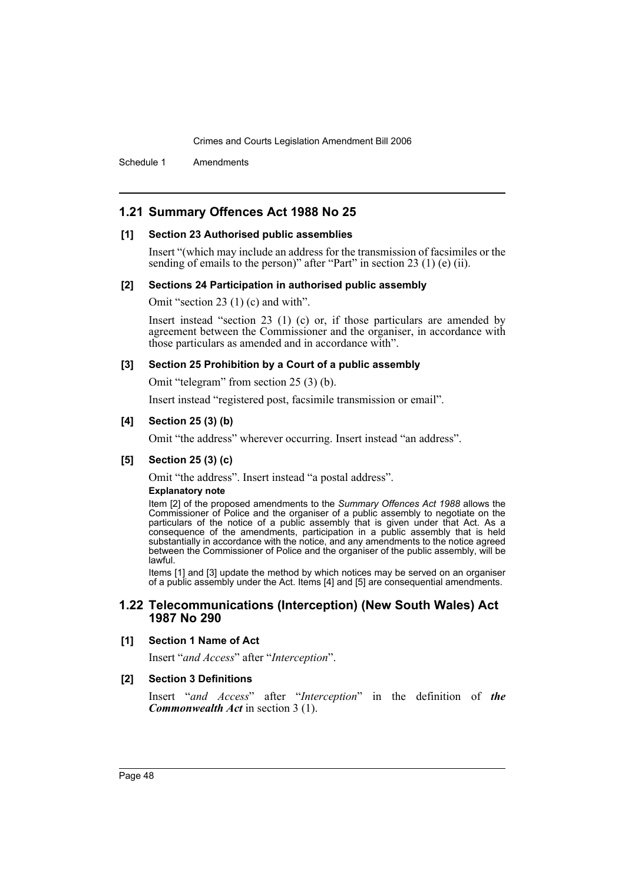## 1.21 Summary Offences Act 1988 No 25

### [1] Section 23 Authorised public assemblies

Insert "(which may include an address for the transmission of facsimiles or the sending of emails to the person)" after "Part" in section 23 (1) (e) (ii).

### [2] Sections 24 Participation in authorised public assembly

Omit "section 23 (1) (c) and with".

Insert instead "section 23 (1) (c) or, if those particulars are amended by agreement between the Commissioner and the organiser, in accordance with those particulars as amended and in accordance with".

### [3] Section 25 Prohibition by a Court of a public assembly

Omit "telegram" from section 25 (3) (b).

Insert instead "registered post, facsimile transmission or email".

### [4] Section 25 (3) (b)

Omit "the address" wherever occurring. Insert instead "an address".

### [5] Section 25 (3) (c)

Omit "the address". Insert instead "a postal address".

**Explanatory note**

Item [2] of the proposed amendments to the *Summary Offences Act 1988* allows the Commissioner of Police and the organiser of a public assembly to negotiate on the particulars of the notice of a public assembly that is given under that Act. As a consequence of the amendments, participation in a public assembly that is held substantially in accordance with the notice, and any amendments to the notice agreed between the Commissioner of Police and the organiser of the public assembly, will be lawful.

Items [1] and [3] update the method by which notices may be served on an organiser of a public assembly under the Act. Items [4] and [5] are consequential amendments.

## 1.22 Telecommunications (Interception) (New South Wales) Act 1987 No 290

### [1] Section 1 Name of Act

Insert "*and Access*" after "*Interception*".

### [2] Section 3 Definitions

Insert "*and Access*" after "*Interception*" in the definition of ***the Commonwealth Act*** in section 3 (1).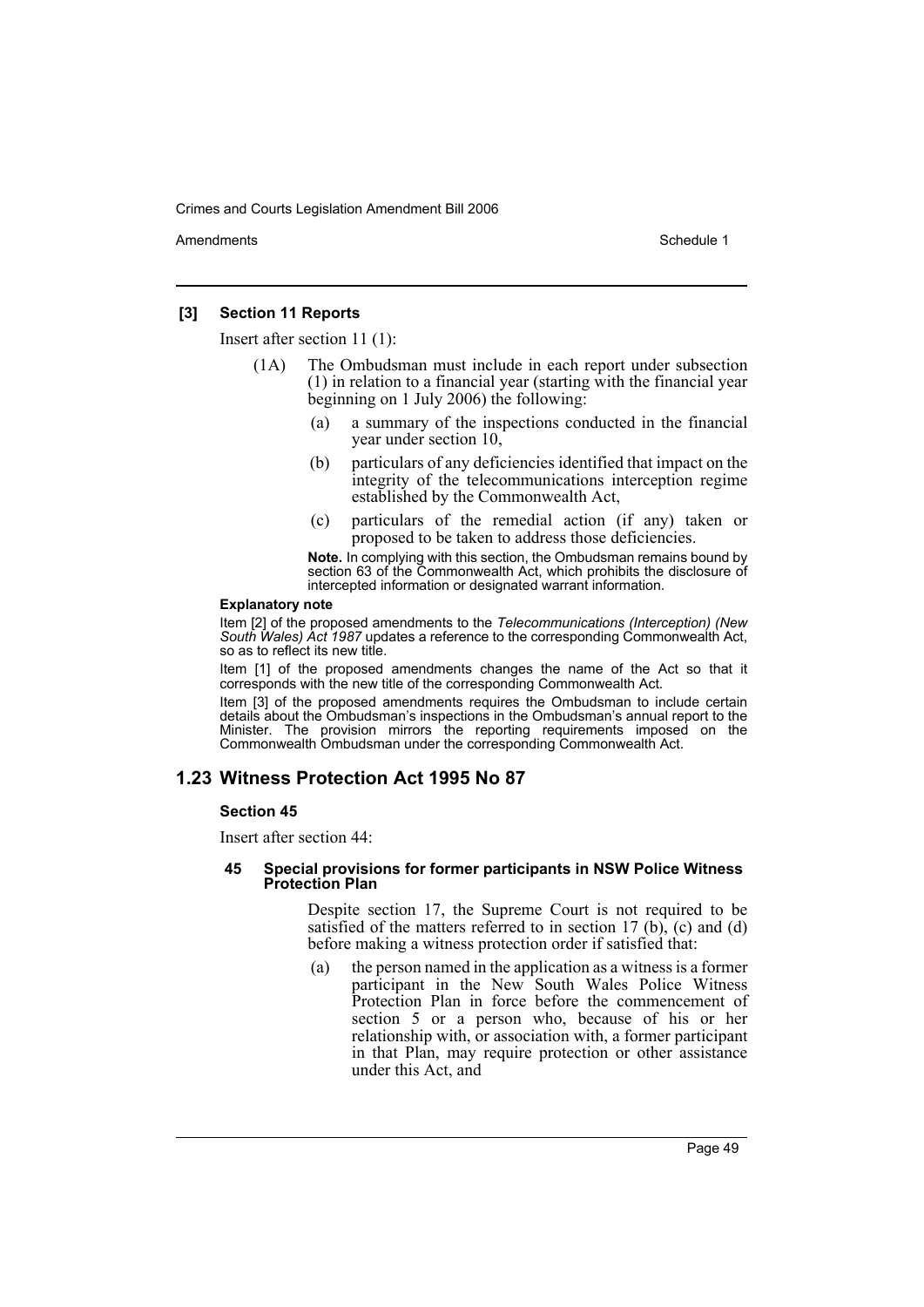**[3] Section 11 Reports**

Insert after section 11 (1):

(1A) The Ombudsman must include in each report under subsection (1) in relation to a financial year (starting with the financial year beginning on 1 July 2006) the following:

(a) a summary of the inspections conducted in the financial year under section 10,

(b) particulars of any deficiencies identified that impact on the integrity of the telecommunications interception regime established by the Commonwealth Act,

(c) particulars of the remedial action (if any) taken or proposed to be taken to address those deficiencies.

**Note.** In complying with this section, the Ombudsman remains bound by section 63 of the Commonwealth Act, which prohibits the disclosure of intercepted information or designated warrant information.

**Explanatory note**

Item [2] of the proposed amendments to the *Telecommunications (Interception) (New South Wales) Act 1987* updates a reference to the corresponding Commonwealth Act, so as to reflect its new title.

Item [1] of the proposed amendments changes the name of the Act so that it corresponds with the new title of the corresponding Commonwealth Act.

Item [3] of the proposed amendments requires the Ombudsman to include certain details about the Ombudsman's inspections in the Ombudsman's annual report to the Minister. The provision mirrors the reporting requirements imposed on the Commonwealth Ombudsman under the corresponding Commonwealth Act.

## 1.23 Witness Protection Act 1995 No 87

**Section 45**

Insert after section 44:

**45 Special provisions for former participants in NSW Police Witness Protection Plan**

Despite section 17, the Supreme Court is not required to be satisfied of the matters referred to in section 17 (b), (c) and (d) before making a witness protection order if satisfied that:

(a) the person named in the application as a witness is a former participant in the New South Wales Police Witness Protection Plan in force before the commencement of section 5 or a person who, because of his or her relationship with, or association with, a former participant in that Plan, may require protection or other assistance under this Act, and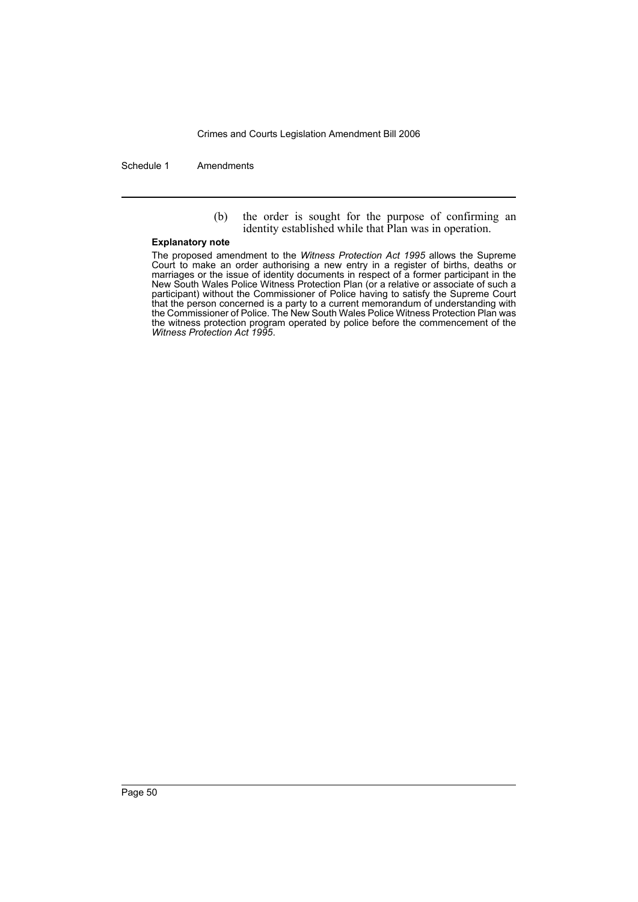(b) the order is sought for the purpose of confirming an identity established while that Plan was in operation.

**Explanatory note**

The proposed amendment to the *Witness Protection Act 1995* allows the Supreme Court to make an order authorising a new entry in a register of births, deaths or marriages or the issue of identity documents in respect of a former participant in the New South Wales Police Witness Protection Plan (or a relative or associate of such a participant) without the Commissioner of Police having to satisfy the Supreme Court that the person concerned is a party to a current memorandum of understanding with the Commissioner of Police. The New South Wales Police Witness Protection Plan was the witness protection program operated by police before the commencement of the *Witness Protection Act 1995*.